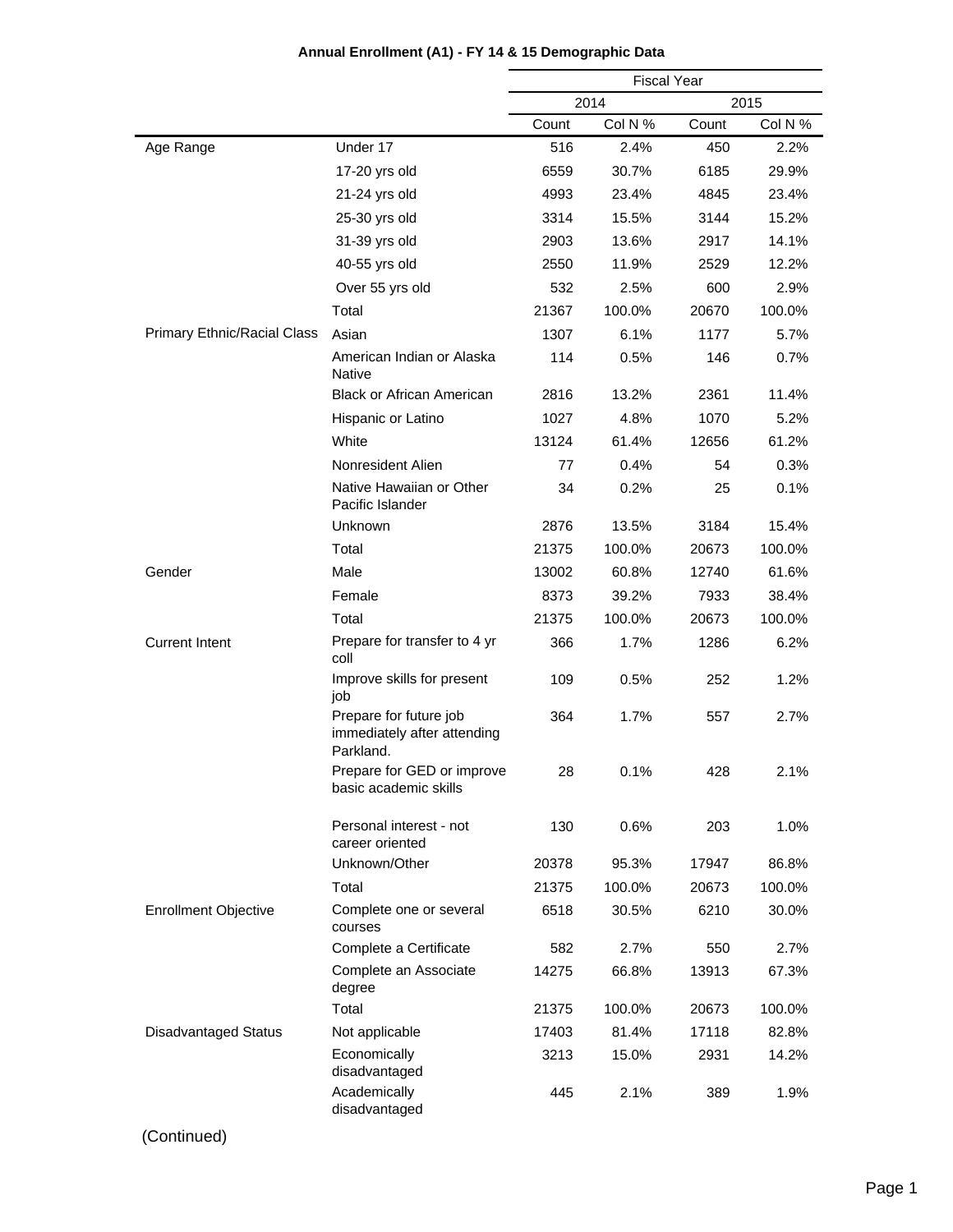**Annual Enrollment (A1) - FY 14 & 15 Demographic Data**

| | | Fiscal Year | | | |
|---|---|---|---|---|---|
| | | 2014 | | 2015 | |
| | | Count | Col N % | Count | Col N % |
| Age Range | Under 17 | 516 | 2.4% | 450 | 2.2% |
| | 17-20 yrs old | 6559 | 30.7% | 6185 | 29.9% |
| | 21-24 yrs old | 4993 | 23.4% | 4845 | 23.4% |
| | 25-30 yrs old | 3314 | 15.5% | 3144 | 15.2% |
| | 31-39 yrs old | 2903 | 13.6% | 2917 | 14.1% |
| | 40-55 yrs old | 2550 | 11.9% | 2529 | 12.2% |
| | Over 55 yrs old | 532 | 2.5% | 600 | 2.9% |
| | Total | 21367 | 100.0% | 20670 | 100.0% |
| Primary Ethnic/Racial Class | Asian | 1307 | 6.1% | 1177 | 5.7% |
| | American Indian or Alaska Native | 114 | 0.5% | 146 | 0.7% |
| | Black or African American | 2816 | 13.2% | 2361 | 11.4% |
| | Hispanic or Latino | 1027 | 4.8% | 1070 | 5.2% |
| | White | 13124 | 61.4% | 12656 | 61.2% |
| | Nonresident Alien | 77 | 0.4% | 54 | 0.3% |
| | Native Hawaiian or Other Pacific Islander | 34 | 0.2% | 25 | 0.1% |
| | Unknown | 2876 | 13.5% | 3184 | 15.4% |
| | Total | 21375 | 100.0% | 20673 | 100.0% |
| Gender | Male | 13002 | 60.8% | 12740 | 61.6% |
| | Female | 8373 | 39.2% | 7933 | 38.4% |
| | Total | 21375 | 100.0% | 20673 | 100.0% |
| Current Intent | Prepare for transfer to 4 yr coll | 366 | 1.7% | 1286 | 6.2% |
| | Improve skills for present job | 109 | 0.5% | 252 | 1.2% |
| | Prepare for future job immediately after attending Parkland. | 364 | 1.7% | 557 | 2.7% |
| | Prepare for GED or improve basic academic skills | 28 | 0.1% | 428 | 2.1% |
| | Personal interest - not career oriented | 130 | 0.6% | 203 | 1.0% |
| | Unknown/Other | 20378 | 95.3% | 17947 | 86.8% |
| | Total | 21375 | 100.0% | 20673 | 100.0% |
| Enrollment Objective | Complete one or several courses | 6518 | 30.5% | 6210 | 30.0% |
| | Complete a Certificate | 582 | 2.7% | 550 | 2.7% |
| | Complete an Associate degree | 14275 | 66.8% | 13913 | 67.3% |
| | Total | 21375 | 100.0% | 20673 | 100.0% |
| Disadvantaged Status | Not applicable | 17403 | 81.4% | 17118 | 82.8% |
| | Economically disadvantaged | 3213 | 15.0% | 2931 | 14.2% |
| | Academically disadvantaged | 445 | 2.1% | 389 | 1.9% |

(Continued)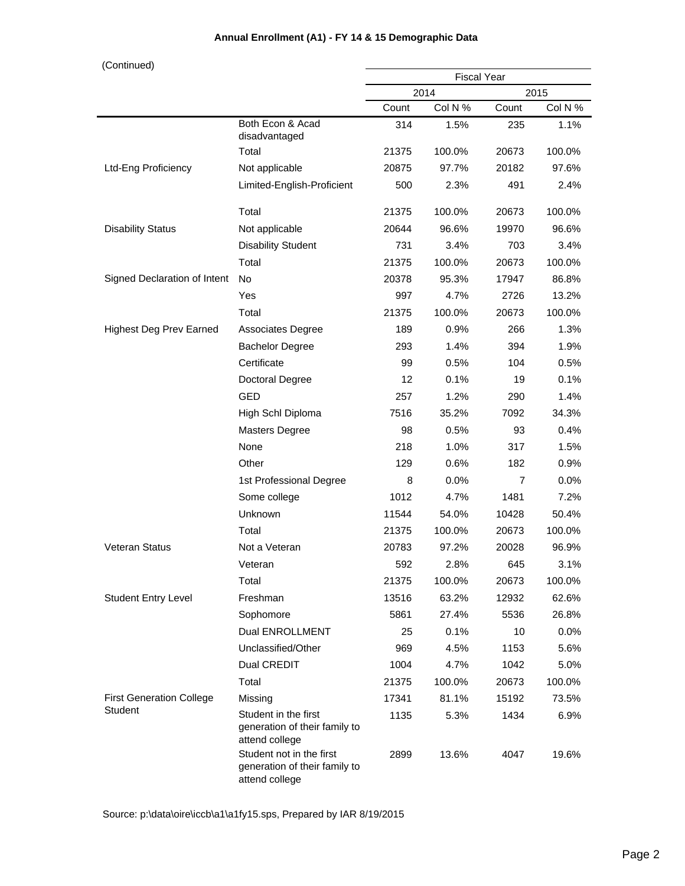**Annual Enrollment (A1) - FY 14 & 15 Demographic Data**

(Continued)

| | | Fiscal Year | | | |
|---|---|---|---|---|---|
| | | 2014 | | 2015 | |
| | | Count | Col N % | Count | Col N % |
| | Both Econ & Acad disadvantaged | 314 | 1.5% | 235 | 1.1% |
| | Total | 21375 | 100.0% | 20673 | 100.0% |
| Ltd-Eng Proficiency | Not applicable | 20875 | 97.7% | 20182 | 97.6% |
| | Limited-English-Proficient | 500 | 2.3% | 491 | 2.4% |
| | Total | 21375 | 100.0% | 20673 | 100.0% |
| Disability Status | Not applicable | 20644 | 96.6% | 19970 | 96.6% |
| | Disability Student | 731 | 3.4% | 703 | 3.4% |
| | Total | 21375 | 100.0% | 20673 | 100.0% |
| Signed Declaration of Intent | No | 20378 | 95.3% | 17947 | 86.8% |
| | Yes | 997 | 4.7% | 2726 | 13.2% |
| | Total | 21375 | 100.0% | 20673 | 100.0% |
| Highest Deg Prev Earned | Associates Degree | 189 | 0.9% | 266 | 1.3% |
| | Bachelor Degree | 293 | 1.4% | 394 | 1.9% |
| | Certificate | 99 | 0.5% | 104 | 0.5% |
| | Doctoral Degree | 12 | 0.1% | 19 | 0.1% |
| | GED | 257 | 1.2% | 290 | 1.4% |
| | High Schl Diploma | 7516 | 35.2% | 7092 | 34.3% |
| | Masters Degree | 98 | 0.5% | 93 | 0.4% |
| | None | 218 | 1.0% | 317 | 1.5% |
| | Other | 129 | 0.6% | 182 | 0.9% |
| | 1st Professional Degree | 8 | 0.0% | 7 | 0.0% |
| | Some college | 1012 | 4.7% | 1481 | 7.2% |
| | Unknown | 11544 | 54.0% | 10428 | 50.4% |
| | Total | 21375 | 100.0% | 20673 | 100.0% |
| Veteran Status | Not a Veteran | 20783 | 97.2% | 20028 | 96.9% |
| | Veteran | 592 | 2.8% | 645 | 3.1% |
| | Total | 21375 | 100.0% | 20673 | 100.0% |
| Student Entry Level | Freshman | 13516 | 63.2% | 12932 | 62.6% |
| | Sophomore | 5861 | 27.4% | 5536 | 26.8% |
| | Dual ENROLLMENT | 25 | 0.1% | 10 | 0.0% |
| | Unclassified/Other | 969 | 4.5% | 1153 | 5.6% |
| | Dual CREDIT | 1004 | 4.7% | 1042 | 5.0% |
| | Total | 21375 | 100.0% | 20673 | 100.0% |
| First Generation College Student | Missing | 17341 | 81.1% | 15192 | 73.5% |
| | Student in the first generation of their family to attend college | 1135 | 5.3% | 1434 | 6.9% |
| | Student not in the first generation of their family to attend college | 2899 | 13.6% | 4047 | 19.6% |

Source: p:\data\oire\iccb\a1\a1fy15.sps, Prepared by IAR 8/19/2015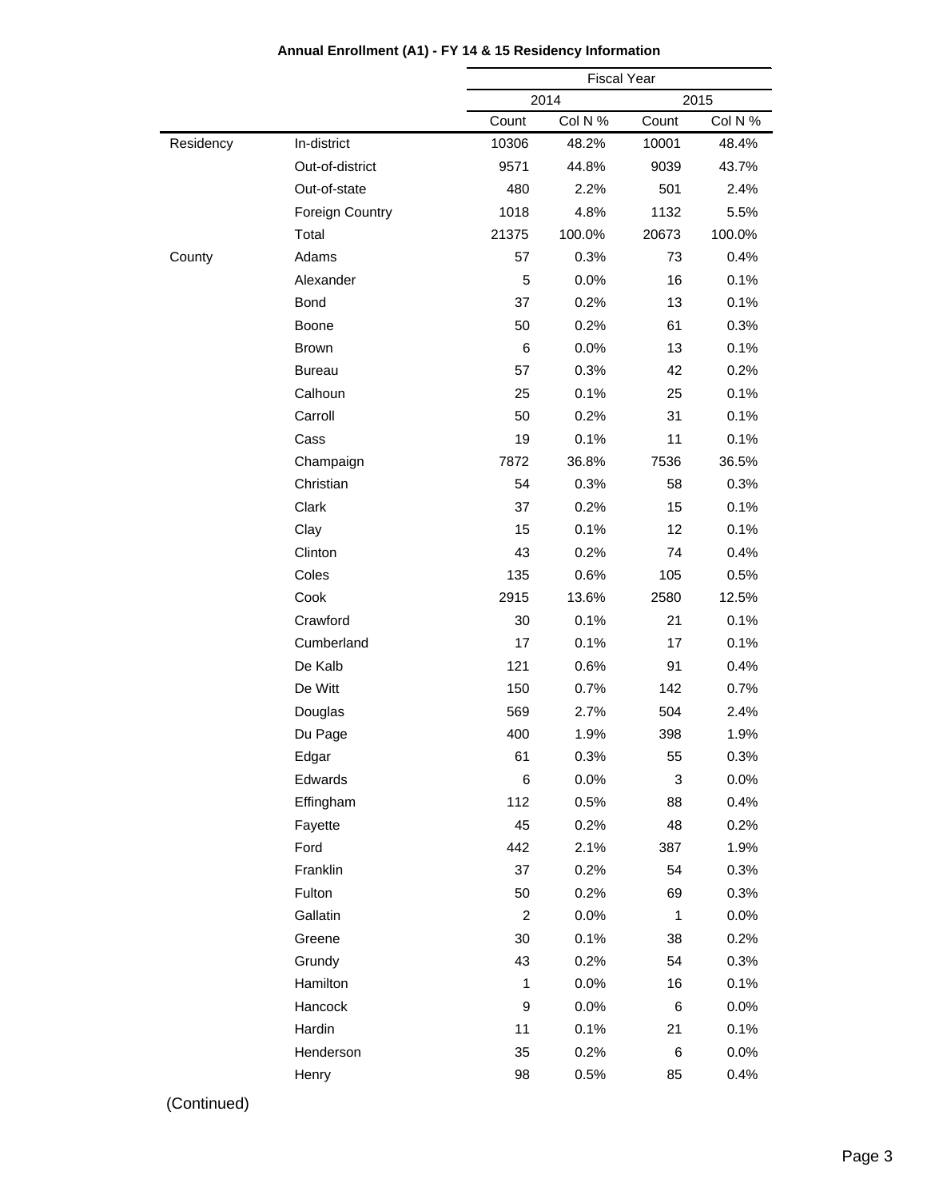**Annual Enrollment (A1) - FY 14 & 15 Residency Information**

| | | Fiscal Year | | | |
|---|---|---|---|---|---|
| | | 2014 | | 2015 | |
| | | Count | Col N % | Count | Col N % |
| Residency | In-district | 10306 | 48.2% | 10001 | 48.4% |
| | Out-of-district | 9571 | 44.8% | 9039 | 43.7% |
| | Out-of-state | 480 | 2.2% | 501 | 2.4% |
| | Foreign Country | 1018 | 4.8% | 1132 | 5.5% |
| | Total | 21375 | 100.0% | 20673 | 100.0% |
| County | Adams | 57 | 0.3% | 73 | 0.4% |
| | Alexander | 5 | 0.0% | 16 | 0.1% |
| | Bond | 37 | 0.2% | 13 | 0.1% |
| | Boone | 50 | 0.2% | 61 | 0.3% |
| | Brown | 6 | 0.0% | 13 | 0.1% |
| | Bureau | 57 | 0.3% | 42 | 0.2% |
| | Calhoun | 25 | 0.1% | 25 | 0.1% |
| | Carroll | 50 | 0.2% | 31 | 0.1% |
| | Cass | 19 | 0.1% | 11 | 0.1% |
| | Champaign | 7872 | 36.8% | 7536 | 36.5% |
| | Christian | 54 | 0.3% | 58 | 0.3% |
| | Clark | 37 | 0.2% | 15 | 0.1% |
| | Clay | 15 | 0.1% | 12 | 0.1% |
| | Clinton | 43 | 0.2% | 74 | 0.4% |
| | Coles | 135 | 0.6% | 105 | 0.5% |
| | Cook | 2915 | 13.6% | 2580 | 12.5% |
| | Crawford | 30 | 0.1% | 21 | 0.1% |
| | Cumberland | 17 | 0.1% | 17 | 0.1% |
| | De Kalb | 121 | 0.6% | 91 | 0.4% |
| | De Witt | 150 | 0.7% | 142 | 0.7% |
| | Douglas | 569 | 2.7% | 504 | 2.4% |
| | Du Page | 400 | 1.9% | 398 | 1.9% |
| | Edgar | 61 | 0.3% | 55 | 0.3% |
| | Edwards | 6 | 0.0% | 3 | 0.0% |
| | Effingham | 112 | 0.5% | 88 | 0.4% |
| | Fayette | 45 | 0.2% | 48 | 0.2% |
| | Ford | 442 | 2.1% | 387 | 1.9% |
| | Franklin | 37 | 0.2% | 54 | 0.3% |
| | Fulton | 50 | 0.2% | 69 | 0.3% |
| | Gallatin | 2 | 0.0% | 1 | 0.0% |
| | Greene | 30 | 0.1% | 38 | 0.2% |
| | Grundy | 43 | 0.2% | 54 | 0.3% |
| | Hamilton | 1 | 0.0% | 16 | 0.1% |
| | Hancock | 9 | 0.0% | 6 | 0.0% |
| | Hardin | 11 | 0.1% | 21 | 0.1% |
| | Henderson | 35 | 0.2% | 6 | 0.0% |
| | Henry | 98 | 0.5% | 85 | 0.4% |

(Continued)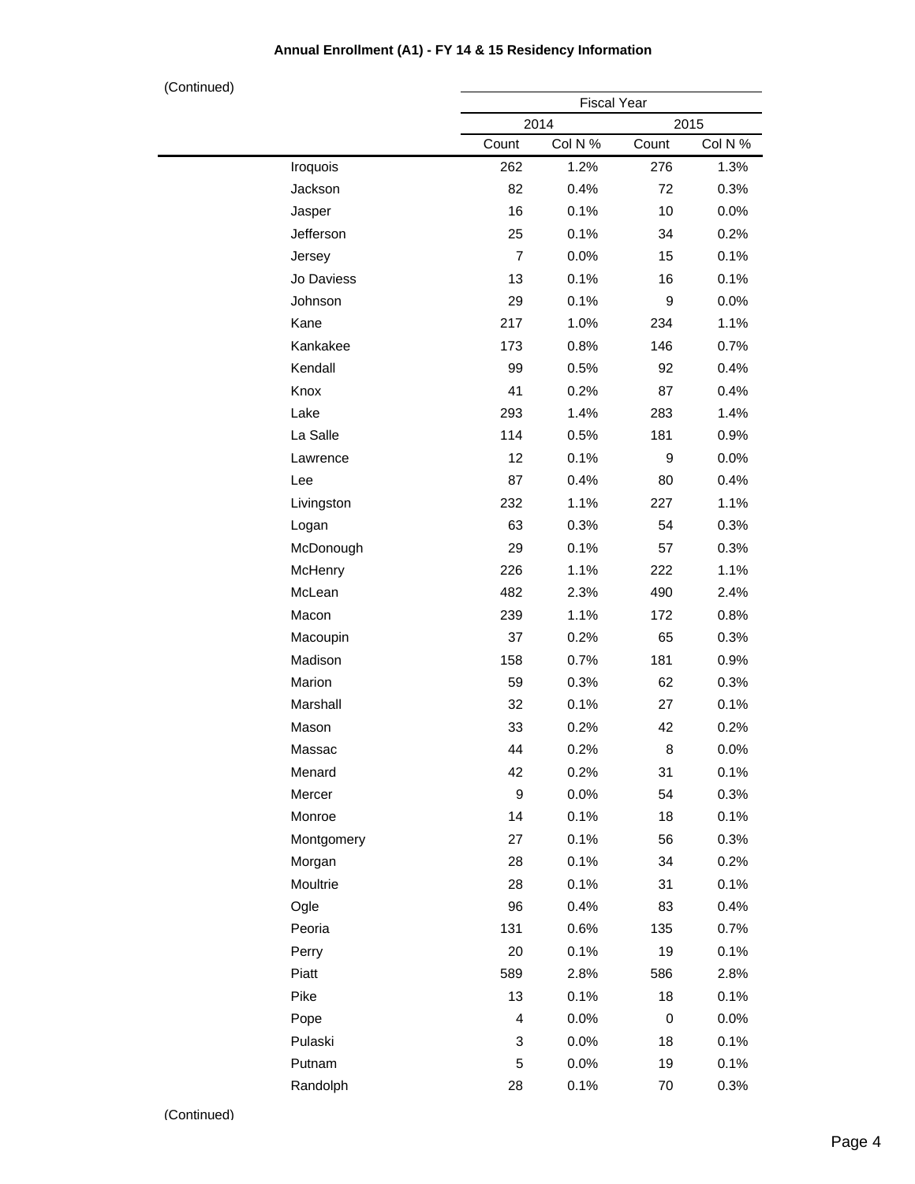**Annual Enrollment (A1) - FY 14 & 15 Residency Information**

(Continued)

| | Fiscal Year | | | |
|---|---|---|---|---|
| | 2014 | | 2015 | |
| | Count | Col N % | Count | Col N % |
| Iroquois | 262 | 1.2% | 276 | 1.3% |
| Jackson | 82 | 0.4% | 72 | 0.3% |
| Jasper | 16 | 0.1% | 10 | 0.0% |
| Jefferson | 25 | 0.1% | 34 | 0.2% |
| Jersey | 7 | 0.0% | 15 | 0.1% |
| Jo Daviess | 13 | 0.1% | 16 | 0.1% |
| Johnson | 29 | 0.1% | 9 | 0.0% |
| Kane | 217 | 1.0% | 234 | 1.1% |
| Kankakee | 173 | 0.8% | 146 | 0.7% |
| Kendall | 99 | 0.5% | 92 | 0.4% |
| Knox | 41 | 0.2% | 87 | 0.4% |
| Lake | 293 | 1.4% | 283 | 1.4% |
| La Salle | 114 | 0.5% | 181 | 0.9% |
| Lawrence | 12 | 0.1% | 9 | 0.0% |
| Lee | 87 | 0.4% | 80 | 0.4% |
| Livingston | 232 | 1.1% | 227 | 1.1% |
| Logan | 63 | 0.3% | 54 | 0.3% |
| McDonough | 29 | 0.1% | 57 | 0.3% |
| McHenry | 226 | 1.1% | 222 | 1.1% |
| McLean | 482 | 2.3% | 490 | 2.4% |
| Macon | 239 | 1.1% | 172 | 0.8% |
| Macoupin | 37 | 0.2% | 65 | 0.3% |
| Madison | 158 | 0.7% | 181 | 0.9% |
| Marion | 59 | 0.3% | 62 | 0.3% |
| Marshall | 32 | 0.1% | 27 | 0.1% |
| Mason | 33 | 0.2% | 42 | 0.2% |
| Massac | 44 | 0.2% | 8 | 0.0% |
| Menard | 42 | 0.2% | 31 | 0.1% |
| Mercer | 9 | 0.0% | 54 | 0.3% |
| Monroe | 14 | 0.1% | 18 | 0.1% |
| Montgomery | 27 | 0.1% | 56 | 0.3% |
| Morgan | 28 | 0.1% | 34 | 0.2% |
| Moultrie | 28 | 0.1% | 31 | 0.1% |
| Ogle | 96 | 0.4% | 83 | 0.4% |
| Peoria | 131 | 0.6% | 135 | 0.7% |
| Perry | 20 | 0.1% | 19 | 0.1% |
| Piatt | 589 | 2.8% | 586 | 2.8% |
| Pike | 13 | 0.1% | 18 | 0.1% |
| Pope | 4 | 0.0% | 0 | 0.0% |
| Pulaski | 3 | 0.0% | 18 | 0.1% |
| Putnam | 5 | 0.0% | 19 | 0.1% |
| Randolph | 28 | 0.1% | 70 | 0.3% |

(Continued)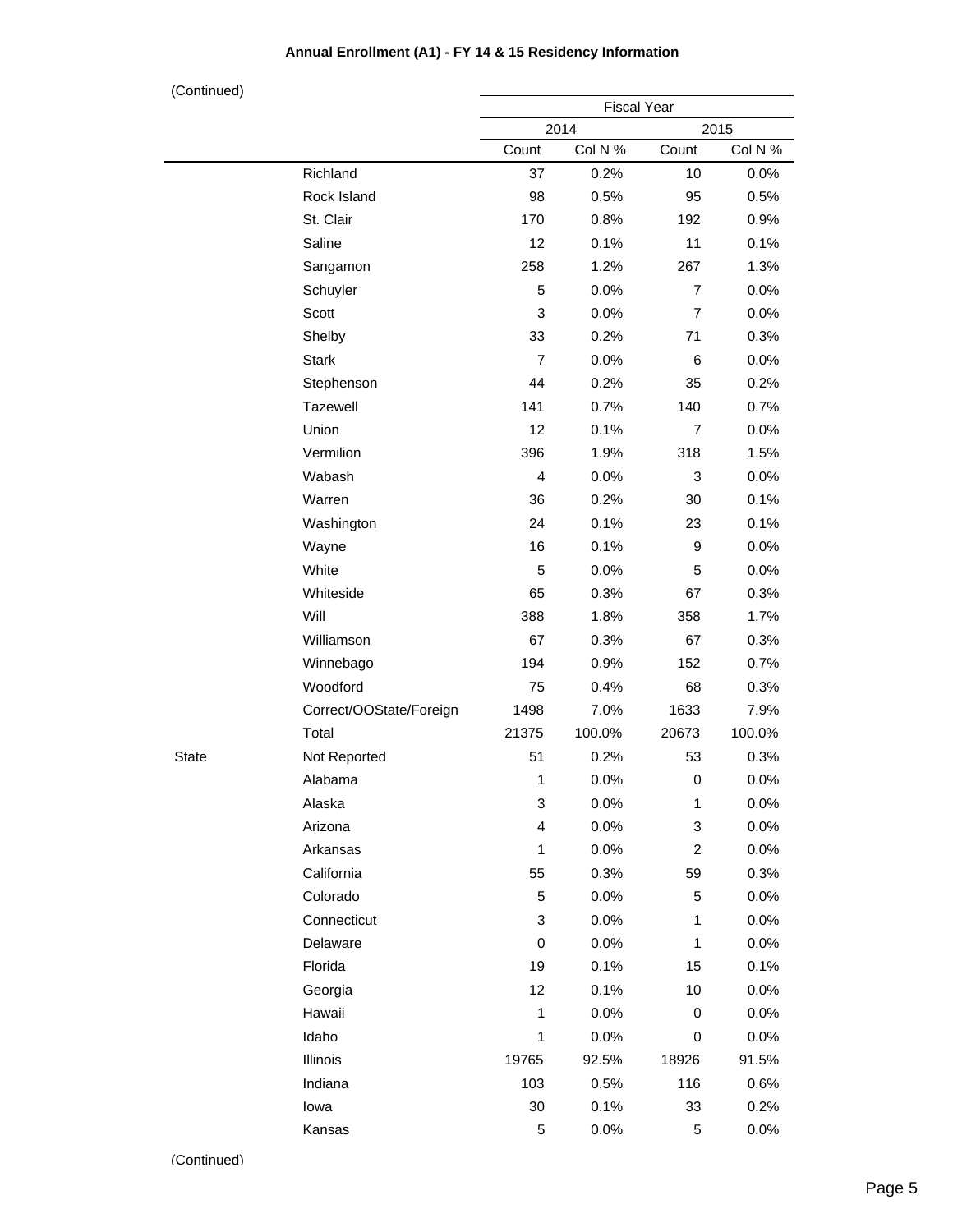**Annual Enrollment (A1) - FY 14 & 15 Residency Information**

(Continued)

| | | Fiscal Year | | | |
|---|---|---|---|---|---|
| | | 2014 | | 2015 | |
| | | Count | Col N % | Count | Col N % |
| | Richland | 37 | 0.2% | 10 | 0.0% |
| | Rock Island | 98 | 0.5% | 95 | 0.5% |
| | St. Clair | 170 | 0.8% | 192 | 0.9% |
| | Saline | 12 | 0.1% | 11 | 0.1% |
| | Sangamon | 258 | 1.2% | 267 | 1.3% |
| | Schuyler | 5 | 0.0% | 7 | 0.0% |
| | Scott | 3 | 0.0% | 7 | 0.0% |
| | Shelby | 33 | 0.2% | 71 | 0.3% |
| | Stark | 7 | 0.0% | 6 | 0.0% |
| | Stephenson | 44 | 0.2% | 35 | 0.2% |
| | Tazewell | 141 | 0.7% | 140 | 0.7% |
| | Union | 12 | 0.1% | 7 | 0.0% |
| | Vermilion | 396 | 1.9% | 318 | 1.5% |
| | Wabash | 4 | 0.0% | 3 | 0.0% |
| | Warren | 36 | 0.2% | 30 | 0.1% |
| | Washington | 24 | 0.1% | 23 | 0.1% |
| | Wayne | 16 | 0.1% | 9 | 0.0% |
| | White | 5 | 0.0% | 5 | 0.0% |
| | Whiteside | 65 | 0.3% | 67 | 0.3% |
| | Will | 388 | 1.8% | 358 | 1.7% |
| | Williamson | 67 | 0.3% | 67 | 0.3% |
| | Winnebago | 194 | 0.9% | 152 | 0.7% |
| | Woodford | 75 | 0.4% | 68 | 0.3% |
| | Correct/OOState/Foreign | 1498 | 7.0% | 1633 | 7.9% |
| | Total | 21375 | 100.0% | 20673 | 100.0% |
| State | Not Reported | 51 | 0.2% | 53 | 0.3% |
| | Alabama | 1 | 0.0% | 0 | 0.0% |
| | Alaska | 3 | 0.0% | 1 | 0.0% |
| | Arizona | 4 | 0.0% | 3 | 0.0% |
| | Arkansas | 1 | 0.0% | 2 | 0.0% |
| | California | 55 | 0.3% | 59 | 0.3% |
| | Colorado | 5 | 0.0% | 5 | 0.0% |
| | Connecticut | 3 | 0.0% | 1 | 0.0% |
| | Delaware | 0 | 0.0% | 1 | 0.0% |
| | Florida | 19 | 0.1% | 15 | 0.1% |
| | Georgia | 12 | 0.1% | 10 | 0.0% |
| | Hawaii | 1 | 0.0% | 0 | 0.0% |
| | Idaho | 1 | 0.0% | 0 | 0.0% |
| | Illinois | 19765 | 92.5% | 18926 | 91.5% |
| | Indiana | 103 | 0.5% | 116 | 0.6% |
| | Iowa | 30 | 0.1% | 33 | 0.2% |
| | Kansas | 5 | 0.0% | 5 | 0.0% |

(Continued)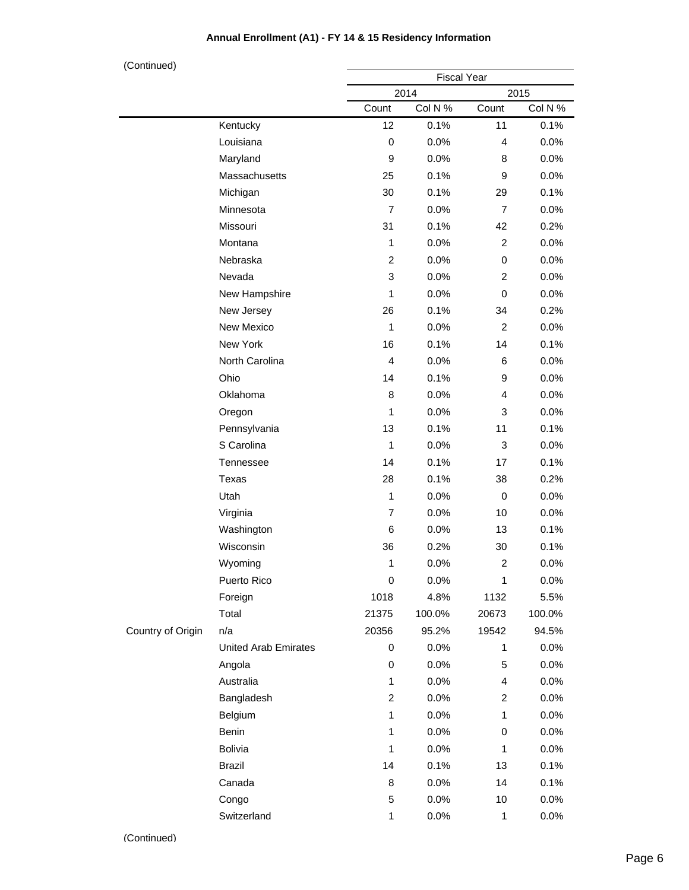**Annual Enrollment (A1) - FY 14 & 15 Residency Information**

(Continued)

| | | Fiscal Year | | | |
|---|---|---|---|---|---|
| | | 2014 | | 2015 | |
| | | Count | Col N % | Count | Col N % |
| | Kentucky | 12 | 0.1% | 11 | 0.1% |
| | Louisiana | 0 | 0.0% | 4 | 0.0% |
| | Maryland | 9 | 0.0% | 8 | 0.0% |
| | Massachusetts | 25 | 0.1% | 9 | 0.0% |
| | Michigan | 30 | 0.1% | 29 | 0.1% |
| | Minnesota | 7 | 0.0% | 7 | 0.0% |
| | Missouri | 31 | 0.1% | 42 | 0.2% |
| | Montana | 1 | 0.0% | 2 | 0.0% |
| | Nebraska | 2 | 0.0% | 0 | 0.0% |
| | Nevada | 3 | 0.0% | 2 | 0.0% |
| | New Hampshire | 1 | 0.0% | 0 | 0.0% |
| | New Jersey | 26 | 0.1% | 34 | 0.2% |
| | New Mexico | 1 | 0.0% | 2 | 0.0% |
| | New York | 16 | 0.1% | 14 | 0.1% |
| | North Carolina | 4 | 0.0% | 6 | 0.0% |
| | Ohio | 14 | 0.1% | 9 | 0.0% |
| | Oklahoma | 8 | 0.0% | 4 | 0.0% |
| | Oregon | 1 | 0.0% | 3 | 0.0% |
| | Pennsylvania | 13 | 0.1% | 11 | 0.1% |
| | S Carolina | 1 | 0.0% | 3 | 0.0% |
| | Tennessee | 14 | 0.1% | 17 | 0.1% |
| | Texas | 28 | 0.1% | 38 | 0.2% |
| | Utah | 1 | 0.0% | 0 | 0.0% |
| | Virginia | 7 | 0.0% | 10 | 0.0% |
| | Washington | 6 | 0.0% | 13 | 0.1% |
| | Wisconsin | 36 | 0.2% | 30 | 0.1% |
| | Wyoming | 1 | 0.0% | 2 | 0.0% |
| | Puerto Rico | 0 | 0.0% | 1 | 0.0% |
| | Foreign | 1018 | 4.8% | 1132 | 5.5% |
| | Total | 21375 | 100.0% | 20673 | 100.0% |
| Country of Origin | n/a | 20356 | 95.2% | 19542 | 94.5% |
| | United Arab Emirates | 0 | 0.0% | 1 | 0.0% |
| | Angola | 0 | 0.0% | 5 | 0.0% |
| | Australia | 1 | 0.0% | 4 | 0.0% |
| | Bangladesh | 2 | 0.0% | 2 | 0.0% |
| | Belgium | 1 | 0.0% | 1 | 0.0% |
| | Benin | 1 | 0.0% | 0 | 0.0% |
| | Bolivia | 1 | 0.0% | 1 | 0.0% |
| | Brazil | 14 | 0.1% | 13 | 0.1% |
| | Canada | 8 | 0.0% | 14 | 0.1% |
| | Congo | 5 | 0.0% | 10 | 0.0% |
| | Switzerland | 1 | 0.0% | 1 | 0.0% |

(Continued)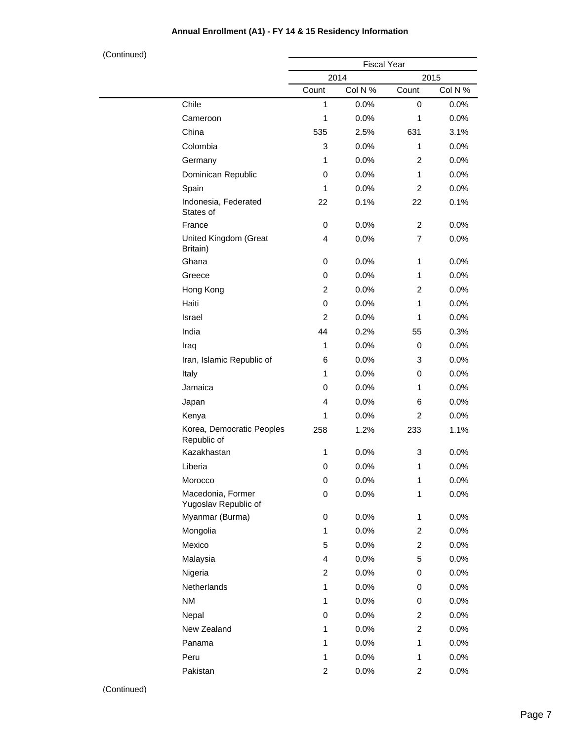**Annual Enrollment (A1) - FY 14 & 15 Residency Information**

(Continued)

| | Fiscal Year | | | |
|---|---|---|---|---|
| | 2014 | | 2015 | |
| | Count | Col N % | Count | Col N % |
| Chile | 1 | 0.0% | 0 | 0.0% |
| Cameroon | 1 | 0.0% | 1 | 0.0% |
| China | 535 | 2.5% | 631 | 3.1% |
| Colombia | 3 | 0.0% | 1 | 0.0% |
| Germany | 1 | 0.0% | 2 | 0.0% |
| Dominican Republic | 0 | 0.0% | 1 | 0.0% |
| Spain | 1 | 0.0% | 2 | 0.0% |
| Indonesia, Federated States of | 22 | 0.1% | 22 | 0.1% |
| France | 0 | 0.0% | 2 | 0.0% |
| United Kingdom (Great Britain) | 4 | 0.0% | 7 | 0.0% |
| Ghana | 0 | 0.0% | 1 | 0.0% |
| Greece | 0 | 0.0% | 1 | 0.0% |
| Hong Kong | 2 | 0.0% | 2 | 0.0% |
| Haiti | 0 | 0.0% | 1 | 0.0% |
| Israel | 2 | 0.0% | 1 | 0.0% |
| India | 44 | 0.2% | 55 | 0.3% |
| Iraq | 1 | 0.0% | 0 | 0.0% |
| Iran, Islamic Republic of | 6 | 0.0% | 3 | 0.0% |
| Italy | 1 | 0.0% | 0 | 0.0% |
| Jamaica | 0 | 0.0% | 1 | 0.0% |
| Japan | 4 | 0.0% | 6 | 0.0% |
| Kenya | 1 | 0.0% | 2 | 0.0% |
| Korea, Democratic Peoples Republic of | 258 | 1.2% | 233 | 1.1% |
| Kazakhastan | 1 | 0.0% | 3 | 0.0% |
| Liberia | 0 | 0.0% | 1 | 0.0% |
| Morocco | 0 | 0.0% | 1 | 0.0% |
| Macedonia, Former Yugoslav Republic of | 0 | 0.0% | 1 | 0.0% |
| Myanmar (Burma) | 0 | 0.0% | 1 | 0.0% |
| Mongolia | 1 | 0.0% | 2 | 0.0% |
| Mexico | 5 | 0.0% | 2 | 0.0% |
| Malaysia | 4 | 0.0% | 5 | 0.0% |
| Nigeria | 2 | 0.0% | 0 | 0.0% |
| Netherlands | 1 | 0.0% | 0 | 0.0% |
| NM | 1 | 0.0% | 0 | 0.0% |
| Nepal | 0 | 0.0% | 2 | 0.0% |
| New Zealand | 1 | 0.0% | 2 | 0.0% |
| Panama | 1 | 0.0% | 1 | 0.0% |
| Peru | 1 | 0.0% | 1 | 0.0% |
| Pakistan | 2 | 0.0% | 2 | 0.0% |

(Continued)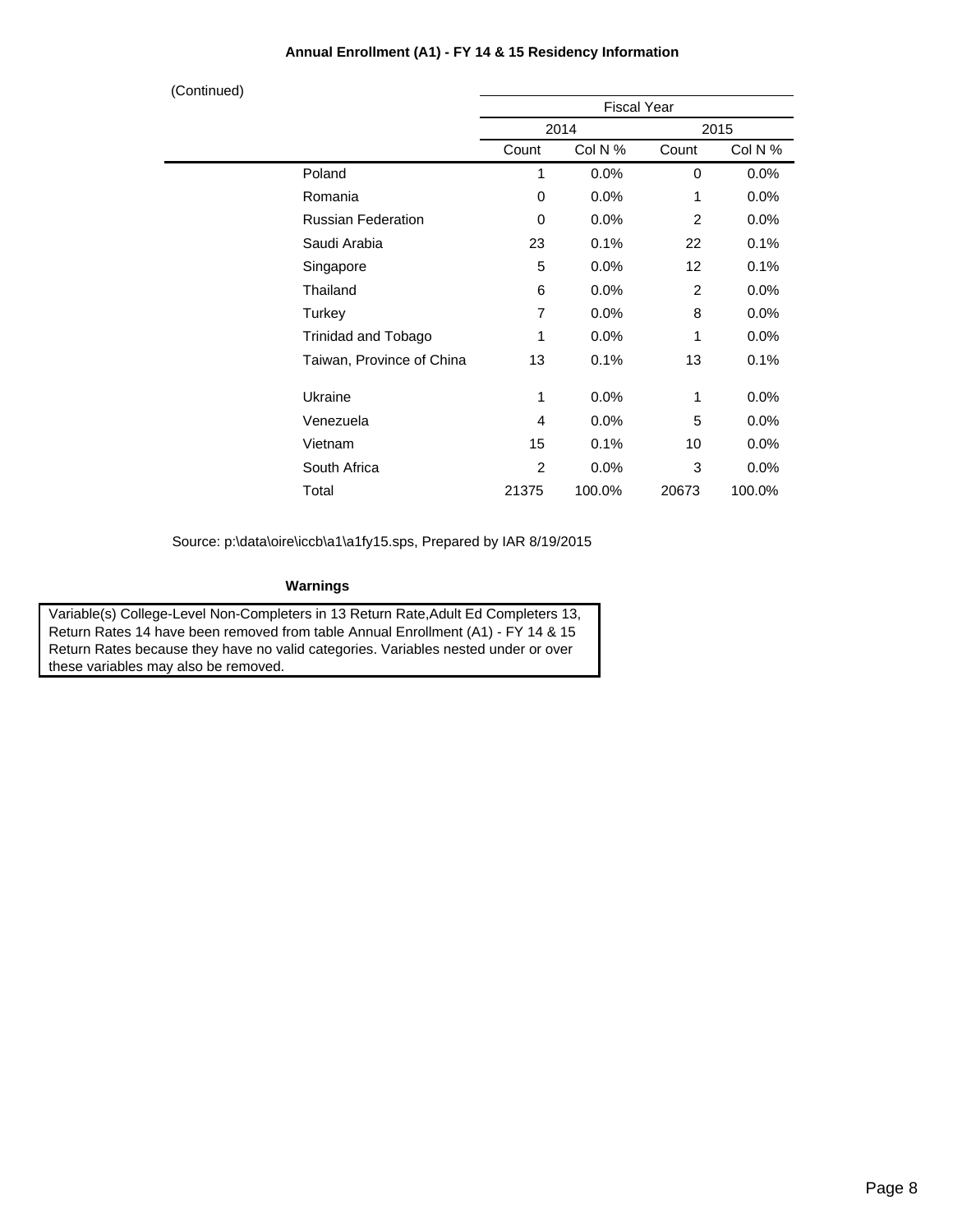**Annual Enrollment (A1) - FY 14 & 15 Residency Information**

(Continued)

| | Fiscal Year | | | |
|---|---|---|---|---|
| | 2014 | | 2015 | |
| | Count | Col N % | Count | Col N % |
| Poland | 1 | 0.0% | 0 | 0.0% |
| Romania | 0 | 0.0% | 1 | 0.0% |
| Russian Federation | 0 | 0.0% | 2 | 0.0% |
| Saudi Arabia | 23 | 0.1% | 22 | 0.1% |
| Singapore | 5 | 0.0% | 12 | 0.1% |
| Thailand | 6 | 0.0% | 2 | 0.0% |
| Turkey | 7 | 0.0% | 8 | 0.0% |
| Trinidad and Tobago | 1 | 0.0% | 1 | 0.0% |
| Taiwan, Province of China | 13 | 0.1% | 13 | 0.1% |
| Ukraine | 1 | 0.0% | 1 | 0.0% |
| Venezuela | 4 | 0.0% | 5 | 0.0% |
| Vietnam | 15 | 0.1% | 10 | 0.0% |
| South Africa | 2 | 0.0% | 3 | 0.0% |
| Total | 21375 | 100.0% | 20673 | 100.0% |

Source: p:\data\oire\iccb\a1\a1fy15.sps, Prepared by IAR 8/19/2015

**Warnings**

Variable(s) College-Level Non-Completers in 13 Return Rate,Adult Ed Completers 13, Return Rates 14 have been removed from table Annual Enrollment (A1) - FY 14 & 15 Return Rates because they have no valid categories. Variables nested under or over these variables may also be removed.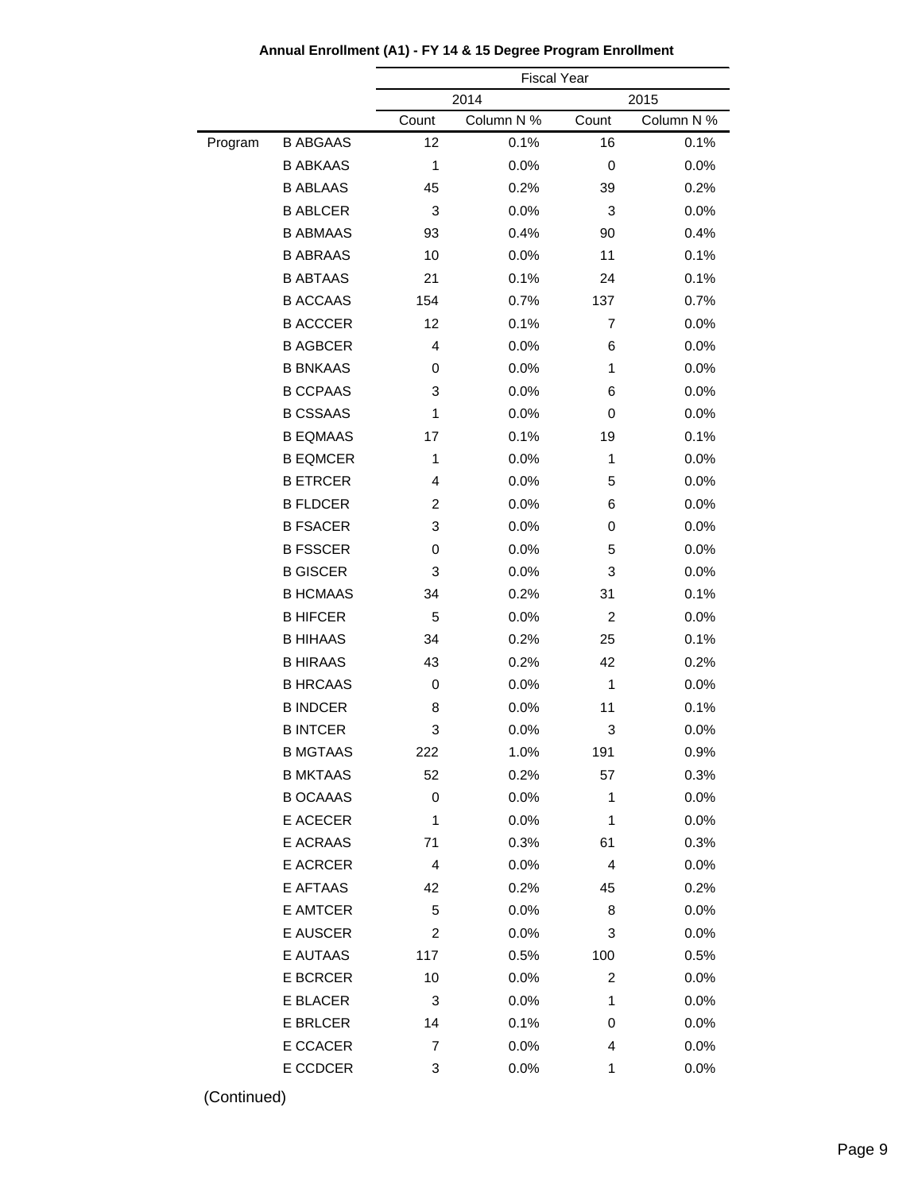**Annual Enrollment (A1) - FY 14 & 15 Degree Program Enrollment**

| | | Fiscal Year | | | |
|---|---|---|---|---|---|
| | | 2014 | | 2015 | |
| | | Count | Column N % | Count | Column N % |
| Program | B ABGAAS | 12 | 0.1% | 16 | 0.1% |
| | B ABKAAS | 1 | 0.0% | 0 | 0.0% |
| | B ABLAAS | 45 | 0.2% | 39 | 0.2% |
| | B ABLCER | 3 | 0.0% | 3 | 0.0% |
| | B ABMAAS | 93 | 0.4% | 90 | 0.4% |
| | B ABRAAS | 10 | 0.0% | 11 | 0.1% |
| | B ABTAAS | 21 | 0.1% | 24 | 0.1% |
| | B ACCAAS | 154 | 0.7% | 137 | 0.7% |
| | B ACCCER | 12 | 0.1% | 7 | 0.0% |
| | B AGBCER | 4 | 0.0% | 6 | 0.0% |
| | B BNKAAS | 0 | 0.0% | 1 | 0.0% |
| | B CCPAAS | 3 | 0.0% | 6 | 0.0% |
| | B CSSAAS | 1 | 0.0% | 0 | 0.0% |
| | B EQMAAS | 17 | 0.1% | 19 | 0.1% |
| | B EQMCER | 1 | 0.0% | 1 | 0.0% |
| | B ETRCER | 4 | 0.0% | 5 | 0.0% |
| | B FLDCER | 2 | 0.0% | 6 | 0.0% |
| | B FSACER | 3 | 0.0% | 0 | 0.0% |
| | B FSSCER | 0 | 0.0% | 5 | 0.0% |
| | B GISCER | 3 | 0.0% | 3 | 0.0% |
| | B HCMAAS | 34 | 0.2% | 31 | 0.1% |
| | B HIFCER | 5 | 0.0% | 2 | 0.0% |
| | B HIHAAS | 34 | 0.2% | 25 | 0.1% |
| | B HIRAAS | 43 | 0.2% | 42 | 0.2% |
| | B HRCAAS | 0 | 0.0% | 1 | 0.0% |
| | B INDCER | 8 | 0.0% | 11 | 0.1% |
| | B INTCER | 3 | 0.0% | 3 | 0.0% |
| | B MGTAAS | 222 | 1.0% | 191 | 0.9% |
| | B MKTAAS | 52 | 0.2% | 57 | 0.3% |
| | B OCAAAS | 0 | 0.0% | 1 | 0.0% |
| | E ACECER | 1 | 0.0% | 1 | 0.0% |
| | E ACRAAS | 71 | 0.3% | 61 | 0.3% |
| | E ACRCER | 4 | 0.0% | 4 | 0.0% |
| | E AFTAAS | 42 | 0.2% | 45 | 0.2% |
| | E AMTCER | 5 | 0.0% | 8 | 0.0% |
| | E AUSCER | 2 | 0.0% | 3 | 0.0% |
| | E AUTAAS | 117 | 0.5% | 100 | 0.5% |
| | E BCRCER | 10 | 0.0% | 2 | 0.0% |
| | E BLACER | 3 | 0.0% | 1 | 0.0% |
| | E BRLCER | 14 | 0.1% | 0 | 0.0% |
| | E CCACER | 7 | 0.0% | 4 | 0.0% |
| | E CCDCER | 3 | 0.0% | 1 | 0.0% |

(Continued)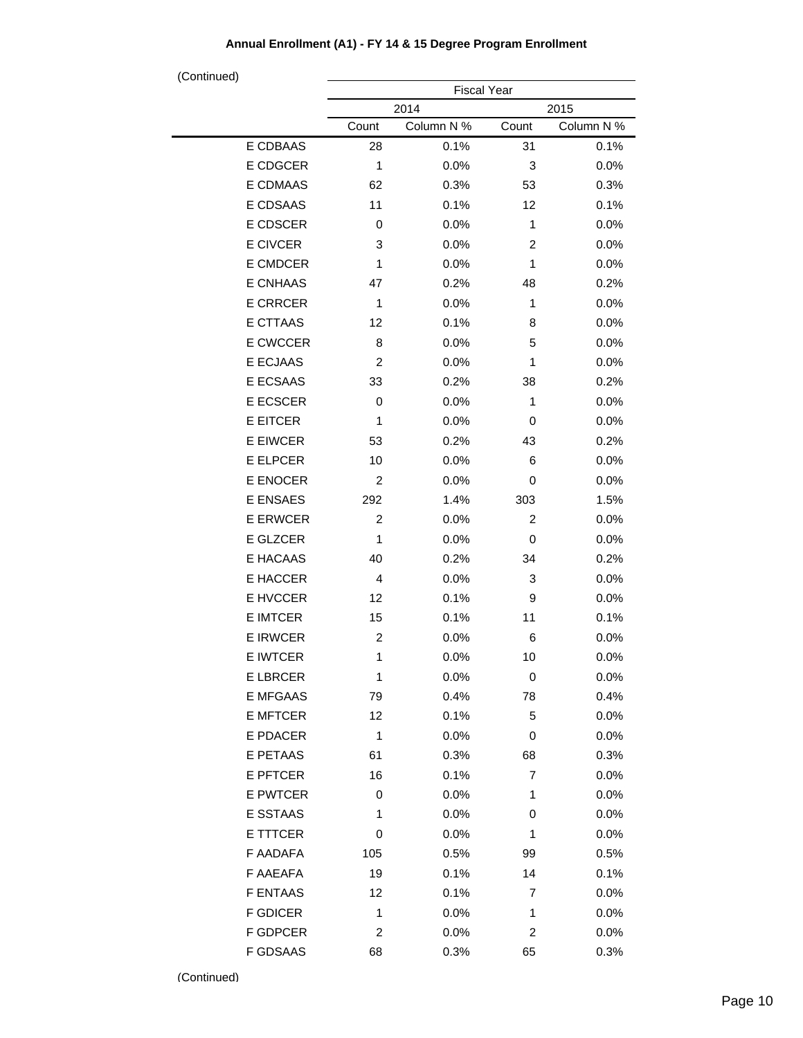**Annual Enrollment (A1) - FY 14 & 15 Degree Program Enrollment**

(Continued)

| | Fiscal Year | | | |
|---|---|---|---|---|
| | 2014 | | 2015 | |
| | Count | Column N % | Count | Column N % |
| E CDBAAS | 28 | 0.1% | 31 | 0.1% |
| E CDGCER | 1 | 0.0% | 3 | 0.0% |
| E CDMAAS | 62 | 0.3% | 53 | 0.3% |
| E CDSAAS | 11 | 0.1% | 12 | 0.1% |
| E CDSCER | 0 | 0.0% | 1 | 0.0% |
| E CIVCER | 3 | 0.0% | 2 | 0.0% |
| E CMDCER | 1 | 0.0% | 1 | 0.0% |
| E CNHAAS | 47 | 0.2% | 48 | 0.2% |
| E CRRCER | 1 | 0.0% | 1 | 0.0% |
| E CTTAAS | 12 | 0.1% | 8 | 0.0% |
| E CWCCER | 8 | 0.0% | 5 | 0.0% |
| E ECJAAS | 2 | 0.0% | 1 | 0.0% |
| E ECSAAS | 33 | 0.2% | 38 | 0.2% |
| E ECSCER | 0 | 0.0% | 1 | 0.0% |
| E EITCER | 1 | 0.0% | 0 | 0.0% |
| E EIWCER | 53 | 0.2% | 43 | 0.2% |
| E ELPCER | 10 | 0.0% | 6 | 0.0% |
| E ENOCER | 2 | 0.0% | 0 | 0.0% |
| E ENSAES | 292 | 1.4% | 303 | 1.5% |
| E ERWCER | 2 | 0.0% | 2 | 0.0% |
| E GLZCER | 1 | 0.0% | 0 | 0.0% |
| E HACAAS | 40 | 0.2% | 34 | 0.2% |
| E HACCER | 4 | 0.0% | 3 | 0.0% |
| E HVCCER | 12 | 0.1% | 9 | 0.0% |
| E IMTCER | 15 | 0.1% | 11 | 0.1% |
| E IRWCER | 2 | 0.0% | 6 | 0.0% |
| E IWTCER | 1 | 0.0% | 10 | 0.0% |
| E LBRCER | 1 | 0.0% | 0 | 0.0% |
| E MFGAAS | 79 | 0.4% | 78 | 0.4% |
| E MFTCER | 12 | 0.1% | 5 | 0.0% |
| E PDACER | 1 | 0.0% | 0 | 0.0% |
| E PETAAS | 61 | 0.3% | 68 | 0.3% |
| E PFTCER | 16 | 0.1% | 7 | 0.0% |
| E PWTCER | 0 | 0.0% | 1 | 0.0% |
| E SSTAAS | 1 | 0.0% | 0 | 0.0% |
| E TTTCER | 0 | 0.0% | 1 | 0.0% |
| F AADAFA | 105 | 0.5% | 99 | 0.5% |
| F AAEAFA | 19 | 0.1% | 14 | 0.1% |
| F ENTAAS | 12 | 0.1% | 7 | 0.0% |
| F GDICER | 1 | 0.0% | 1 | 0.0% |
| F GDPCER | 2 | 0.0% | 2 | 0.0% |
| F GDSAAS | 68 | 0.3% | 65 | 0.3% |

(Continued)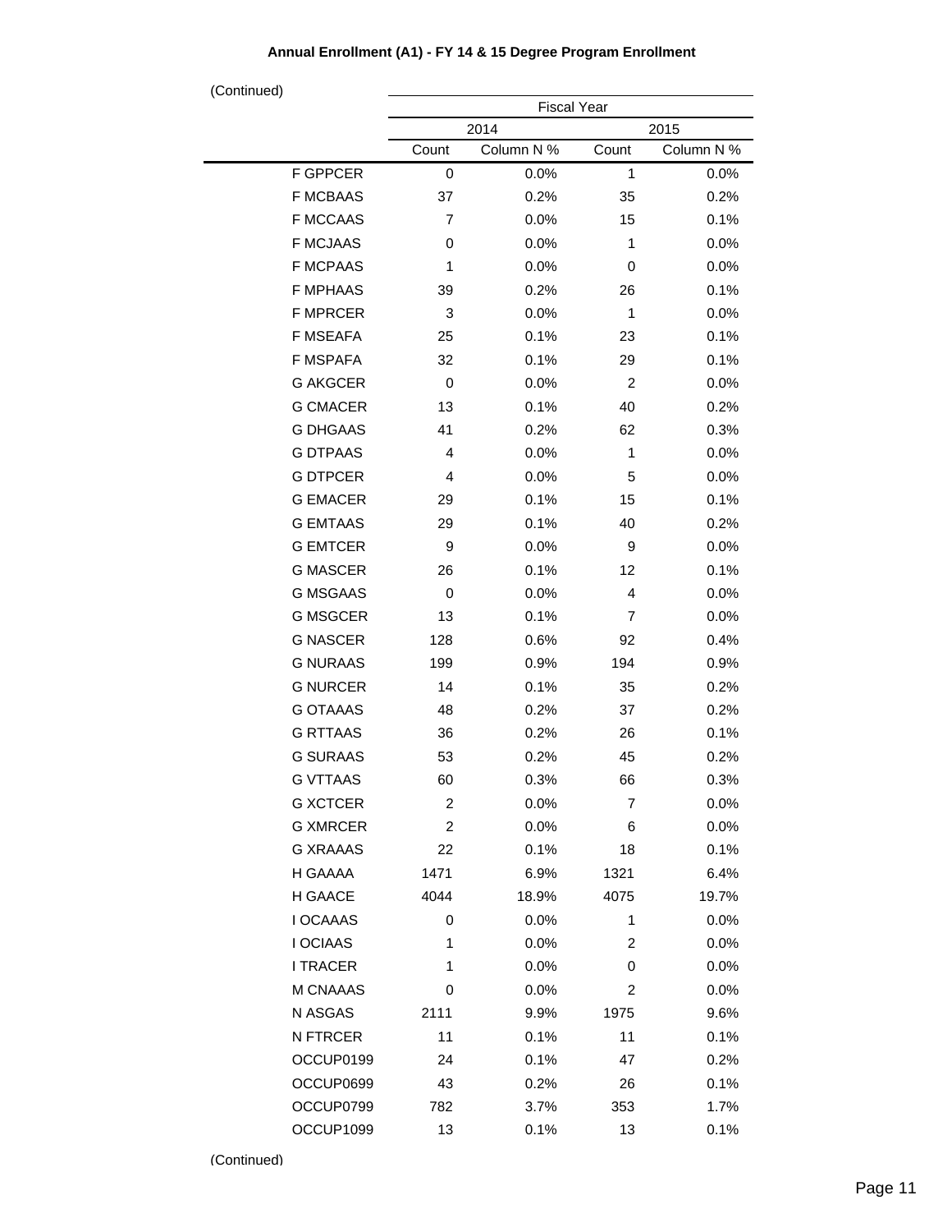**Annual Enrollment (A1) - FY 14 & 15 Degree Program Enrollment**

(Continued)

| | Fiscal Year | | | |
|---|---|---|---|---|
| | 2014 | | 2015 | |
| | Count | Column N % | Count | Column N % |
| F GPPCER | 0 | 0.0% | 1 | 0.0% |
| F MCBAAS | 37 | 0.2% | 35 | 0.2% |
| F MCCAAS | 7 | 0.0% | 15 | 0.1% |
| F MCJAAS | 0 | 0.0% | 1 | 0.0% |
| F MCPAAS | 1 | 0.0% | 0 | 0.0% |
| F MPHAAS | 39 | 0.2% | 26 | 0.1% |
| F MPRCER | 3 | 0.0% | 1 | 0.0% |
| F MSEAFA | 25 | 0.1% | 23 | 0.1% |
| F MSPAFA | 32 | 0.1% | 29 | 0.1% |
| G AKGCER | 0 | 0.0% | 2 | 0.0% |
| G CMACER | 13 | 0.1% | 40 | 0.2% |
| G DHGAAS | 41 | 0.2% | 62 | 0.3% |
| G DTPAAS | 4 | 0.0% | 1 | 0.0% |
| G DTPCER | 4 | 0.0% | 5 | 0.0% |
| G EMACER | 29 | 0.1% | 15 | 0.1% |
| G EMTAAS | 29 | 0.1% | 40 | 0.2% |
| G EMTCER | 9 | 0.0% | 9 | 0.0% |
| G MASCER | 26 | 0.1% | 12 | 0.1% |
| G MSGAAS | 0 | 0.0% | 4 | 0.0% |
| G MSGCER | 13 | 0.1% | 7 | 0.0% |
| G NASCER | 128 | 0.6% | 92 | 0.4% |
| G NURAAS | 199 | 0.9% | 194 | 0.9% |
| G NURCER | 14 | 0.1% | 35 | 0.2% |
| G OTAAAS | 48 | 0.2% | 37 | 0.2% |
| G RTTAAS | 36 | 0.2% | 26 | 0.1% |
| G SURAAS | 53 | 0.2% | 45 | 0.2% |
| G VTTAAS | 60 | 0.3% | 66 | 0.3% |
| G XCTCER | 2 | 0.0% | 7 | 0.0% |
| G XMRCER | 2 | 0.0% | 6 | 0.0% |
| G XRAAAS | 22 | 0.1% | 18 | 0.1% |
| H GAAAA | 1471 | 6.9% | 1321 | 6.4% |
| H GAACE | 4044 | 18.9% | 4075 | 19.7% |
| I OCAAAS | 0 | 0.0% | 1 | 0.0% |
| I OCIAAS | 1 | 0.0% | 2 | 0.0% |
| I TRACER | 1 | 0.0% | 0 | 0.0% |
| M CNAAAS | 0 | 0.0% | 2 | 0.0% |
| N ASGAS | 2111 | 9.9% | 1975 | 9.6% |
| N FTRCER | 11 | 0.1% | 11 | 0.1% |
| OCCUP0199 | 24 | 0.1% | 47 | 0.2% |
| OCCUP0699 | 43 | 0.2% | 26 | 0.1% |
| OCCUP0799 | 782 | 3.7% | 353 | 1.7% |
| OCCUP1099 | 13 | 0.1% | 13 | 0.1% |

(Continued)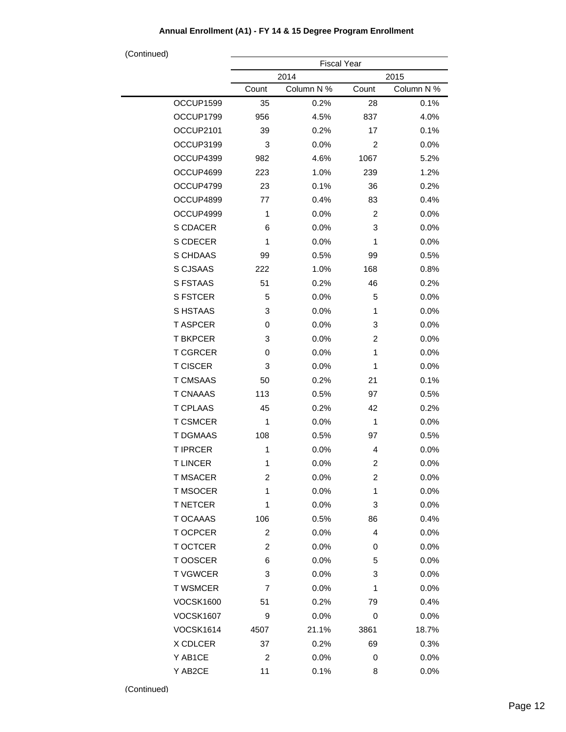**Annual Enrollment (A1) - FY 14 & 15 Degree Program Enrollment**

(Continued)

| | Fiscal Year | | | |
|---|---|---|---|---|
| | 2014 | | 2015 | |
| | Count | Column N % | Count | Column N % |
| OCCUP1599 | 35 | 0.2% | 28 | 0.1% |
| OCCUP1799 | 956 | 4.5% | 837 | 4.0% |
| OCCUP2101 | 39 | 0.2% | 17 | 0.1% |
| OCCUP3199 | 3 | 0.0% | 2 | 0.0% |
| OCCUP4399 | 982 | 4.6% | 1067 | 5.2% |
| OCCUP4699 | 223 | 1.0% | 239 | 1.2% |
| OCCUP4799 | 23 | 0.1% | 36 | 0.2% |
| OCCUP4899 | 77 | 0.4% | 83 | 0.4% |
| OCCUP4999 | 1 | 0.0% | 2 | 0.0% |
| S CDACER | 6 | 0.0% | 3 | 0.0% |
| S CDECER | 1 | 0.0% | 1 | 0.0% |
| S CHDAAS | 99 | 0.5% | 99 | 0.5% |
| S CJSAAS | 222 | 1.0% | 168 | 0.8% |
| S FSTAAS | 51 | 0.2% | 46 | 0.2% |
| S FSTCER | 5 | 0.0% | 5 | 0.0% |
| S HSTAAS | 3 | 0.0% | 1 | 0.0% |
| T ASPCER | 0 | 0.0% | 3 | 0.0% |
| T BKPCER | 3 | 0.0% | 2 | 0.0% |
| T CGRCER | 0 | 0.0% | 1 | 0.0% |
| T CISCER | 3 | 0.0% | 1 | 0.0% |
| T CMSAAS | 50 | 0.2% | 21 | 0.1% |
| T CNAAAS | 113 | 0.5% | 97 | 0.5% |
| T CPLAAS | 45 | 0.2% | 42 | 0.2% |
| T CSMCER | 1 | 0.0% | 1 | 0.0% |
| T DGMAAS | 108 | 0.5% | 97 | 0.5% |
| T IPRCER | 1 | 0.0% | 4 | 0.0% |
| T LINCER | 1 | 0.0% | 2 | 0.0% |
| T MSACER | 2 | 0.0% | 2 | 0.0% |
| T MSOCER | 1 | 0.0% | 1 | 0.0% |
| T NETCER | 1 | 0.0% | 3 | 0.0% |
| T OCAAAS | 106 | 0.5% | 86 | 0.4% |
| T OCPCER | 2 | 0.0% | 4 | 0.0% |
| T OCTCER | 2 | 0.0% | 0 | 0.0% |
| T OOSCER | 6 | 0.0% | 5 | 0.0% |
| T VGWCER | 3 | 0.0% | 3 | 0.0% |
| T WSMCER | 7 | 0.0% | 1 | 0.0% |
| VOCSK1600 | 51 | 0.2% | 79 | 0.4% |
| VOCSK1607 | 9 | 0.0% | 0 | 0.0% |
| VOCSK1614 | 4507 | 21.1% | 3861 | 18.7% |
| X CDLCER | 37 | 0.2% | 69 | 0.3% |
| Y AB1CE | 2 | 0.0% | 0 | 0.0% |
| Y AB2CE | 11 | 0.1% | 8 | 0.0% |

(Continued)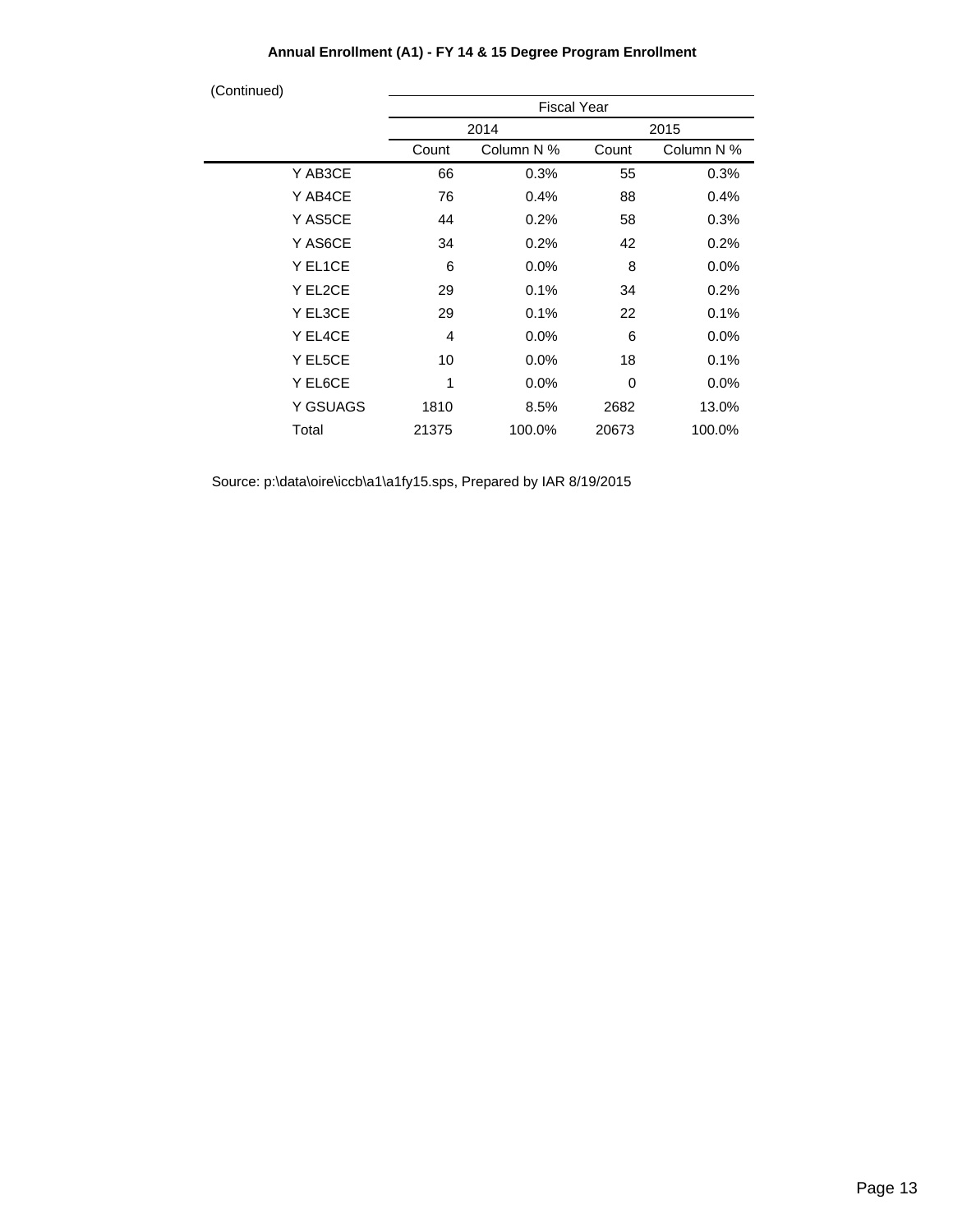**Annual Enrollment (A1) - FY 14 & 15 Degree Program Enrollment**

(Continued)

| | Fiscal Year | | | |
|---|---|---|---|---|
| | 2014 | | 2015 | |
| | Count | Column N % | Count | Column N % |
| Y AB3CE | 66 | 0.3% | 55 | 0.3% |
| Y AB4CE | 76 | 0.4% | 88 | 0.4% |
| Y AS5CE | 44 | 0.2% | 58 | 0.3% |
| Y AS6CE | 34 | 0.2% | 42 | 0.2% |
| Y EL1CE | 6 | 0.0% | 8 | 0.0% |
| Y EL2CE | 29 | 0.1% | 34 | 0.2% |
| Y EL3CE | 29 | 0.1% | 22 | 0.1% |
| Y EL4CE | 4 | 0.0% | 6 | 0.0% |
| Y EL5CE | 10 | 0.0% | 18 | 0.1% |
| Y EL6CE | 1 | 0.0% | 0 | 0.0% |
| Y GSUAGS | 1810 | 8.5% | 2682 | 13.0% |
| Total | 21375 | 100.0% | 20673 | 100.0% |

Source: p:\data\oire\iccb\a1\a1fy15.sps, Prepared by IAR 8/19/2015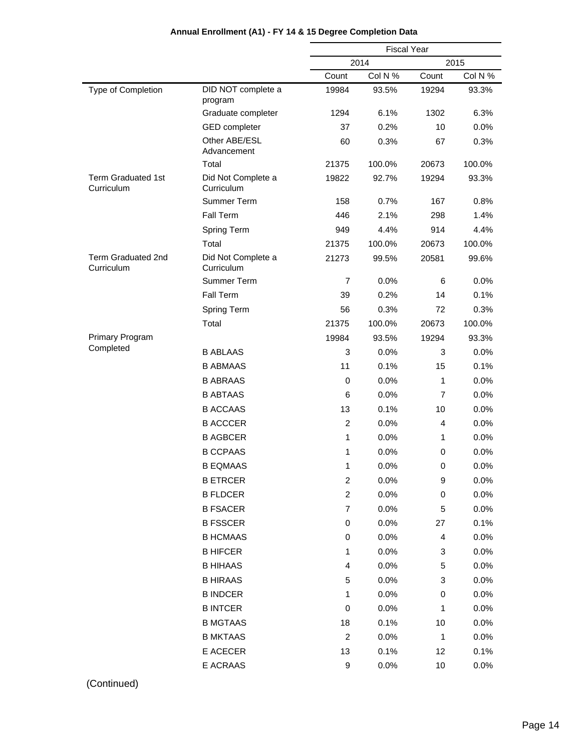**Annual Enrollment (A1) - FY 14 & 15 Degree Completion Data**

| | | Fiscal Year | | | |
|---|---|---|---|---|---|
| | | 2014 | | 2015 | |
| | | Count | Col N % | Count | Col N % |
| Type of Completion | DID NOT complete a program | 19984 | 93.5% | 19294 | 93.3% |
| | Graduate completer | 1294 | 6.1% | 1302 | 6.3% |
| | GED completer | 37 | 0.2% | 10 | 0.0% |
| | Other ABE/ESL Advancement | 60 | 0.3% | 67 | 0.3% |
| | Total | 21375 | 100.0% | 20673 | 100.0% |
| Term Graduated 1st Curriculum | Did Not Complete a Curriculum | 19822 | 92.7% | 19294 | 93.3% |
| | Summer Term | 158 | 0.7% | 167 | 0.8% |
| | Fall Term | 446 | 2.1% | 298 | 1.4% |
| | Spring Term | 949 | 4.4% | 914 | 4.4% |
| | Total | 21375 | 100.0% | 20673 | 100.0% |
| Term Graduated 2nd Curriculum | Did Not Complete a Curriculum | 21273 | 99.5% | 20581 | 99.6% |
| | Summer Term | 7 | 0.0% | 6 | 0.0% |
| | Fall Term | 39 | 0.2% | 14 | 0.1% |
| | Spring Term | 56 | 0.3% | 72 | 0.3% |
| | Total | 21375 | 100.0% | 20673 | 100.0% |
| Primary Program Completed | | 19984 | 93.5% | 19294 | 93.3% |
| | B ABLAAS | 3 | 0.0% | 3 | 0.0% |
| | B ABMAAS | 11 | 0.1% | 15 | 0.1% |
| | B ABRAAS | 0 | 0.0% | 1 | 0.0% |
| | B ABTAAS | 6 | 0.0% | 7 | 0.0% |
| | B ACCAAS | 13 | 0.1% | 10 | 0.0% |
| | B ACCCER | 2 | 0.0% | 4 | 0.0% |
| | B AGBCER | 1 | 0.0% | 1 | 0.0% |
| | B CCPAAS | 1 | 0.0% | 0 | 0.0% |
| | B EQMAAS | 1 | 0.0% | 0 | 0.0% |
| | B ETRCER | 2 | 0.0% | 9 | 0.0% |
| | B FLDCER | 2 | 0.0% | 0 | 0.0% |
| | B FSACER | 7 | 0.0% | 5 | 0.0% |
| | B FSSCER | 0 | 0.0% | 27 | 0.1% |
| | B HCMAAS | 0 | 0.0% | 4 | 0.0% |
| | B HIFCER | 1 | 0.0% | 3 | 0.0% |
| | B HIHAAS | 4 | 0.0% | 5 | 0.0% |
| | B HIRAAS | 5 | 0.0% | 3 | 0.0% |
| | B INDCER | 1 | 0.0% | 0 | 0.0% |
| | B INTCER | 0 | 0.0% | 1 | 0.0% |
| | B MGTAAS | 18 | 0.1% | 10 | 0.0% |
| | B MKTAAS | 2 | 0.0% | 1 | 0.0% |
| | E ACECER | 13 | 0.1% | 12 | 0.1% |
| | E ACRAAS | 9 | 0.0% | 10 | 0.0% |

(Continued)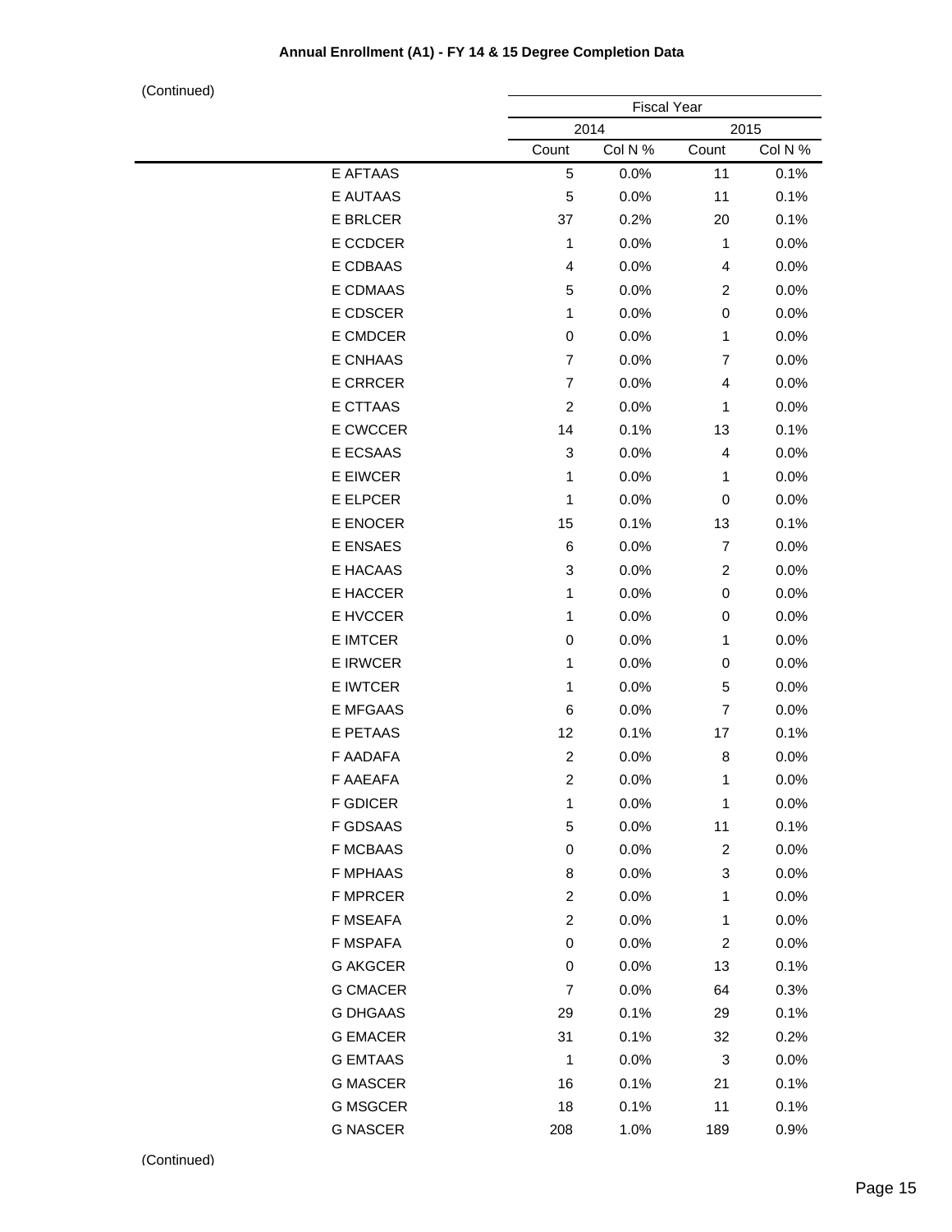**Annual Enrollment (A1) - FY 14 & 15 Degree Completion Data**

(Continued)

| | Fiscal Year | | | |
|---|---|---|---|---|
| | 2014 | | 2015 | |
| | Count | Col N % | Count | Col N % |
| E AFTAAS | 5 | 0.0% | 11 | 0.1% |
| E AUTAAS | 5 | 0.0% | 11 | 0.1% |
| E BRLCER | 37 | 0.2% | 20 | 0.1% |
| E CCDCER | 1 | 0.0% | 1 | 0.0% |
| E CDBAAS | 4 | 0.0% | 4 | 0.0% |
| E CDMAAS | 5 | 0.0% | 2 | 0.0% |
| E CDSCER | 1 | 0.0% | 0 | 0.0% |
| E CMDCER | 0 | 0.0% | 1 | 0.0% |
| E CNHAAS | 7 | 0.0% | 7 | 0.0% |
| E CRRCER | 7 | 0.0% | 4 | 0.0% |
| E CTTAAS | 2 | 0.0% | 1 | 0.0% |
| E CWCCER | 14 | 0.1% | 13 | 0.1% |
| E ECSAAS | 3 | 0.0% | 4 | 0.0% |
| E EIWCER | 1 | 0.0% | 1 | 0.0% |
| E ELPCER | 1 | 0.0% | 0 | 0.0% |
| E ENOCER | 15 | 0.1% | 13 | 0.1% |
| E ENSAES | 6 | 0.0% | 7 | 0.0% |
| E HACAAS | 3 | 0.0% | 2 | 0.0% |
| E HACCER | 1 | 0.0% | 0 | 0.0% |
| E HVCCER | 1 | 0.0% | 0 | 0.0% |
| E IMTCER | 0 | 0.0% | 1 | 0.0% |
| E IRWCER | 1 | 0.0% | 0 | 0.0% |
| E IWTCER | 1 | 0.0% | 5 | 0.0% |
| E MFGAAS | 6 | 0.0% | 7 | 0.0% |
| E PETAAS | 12 | 0.1% | 17 | 0.1% |
| F AADAFA | 2 | 0.0% | 8 | 0.0% |
| F AAEAFA | 2 | 0.0% | 1 | 0.0% |
| F GDICER | 1 | 0.0% | 1 | 0.0% |
| F GDSAAS | 5 | 0.0% | 11 | 0.1% |
| F MCBAAS | 0 | 0.0% | 2 | 0.0% |
| F MPHAAS | 8 | 0.0% | 3 | 0.0% |
| F MPRCER | 2 | 0.0% | 1 | 0.0% |
| F MSEAFA | 2 | 0.0% | 1 | 0.0% |
| F MSPAFA | 0 | 0.0% | 2 | 0.0% |
| G AKGCER | 0 | 0.0% | 13 | 0.1% |
| G CMACER | 7 | 0.0% | 64 | 0.3% |
| G DHGAAS | 29 | 0.1% | 29 | 0.1% |
| G EMACER | 31 | 0.1% | 32 | 0.2% |
| G EMTAAS | 1 | 0.0% | 3 | 0.0% |
| G MASCER | 16 | 0.1% | 21 | 0.1% |
| G MSGCER | 18 | 0.1% | 11 | 0.1% |
| G NASCER | 208 | 1.0% | 189 | 0.9% |

(Continued)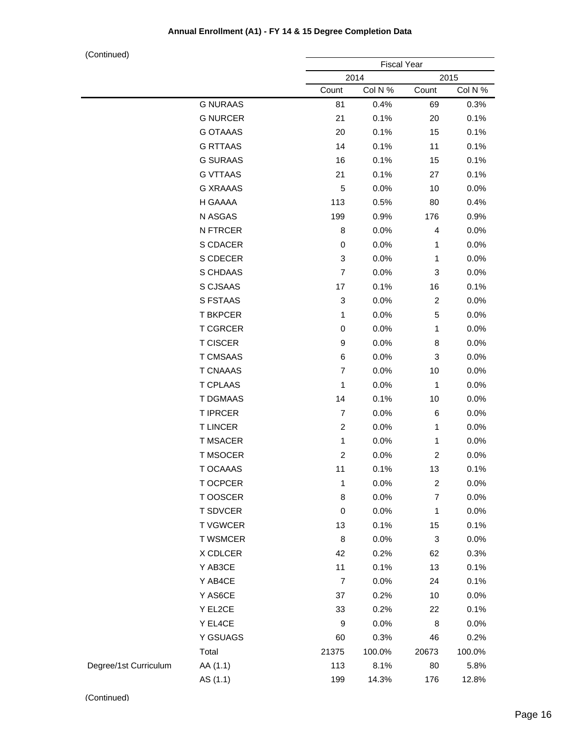**Annual Enrollment (A1) - FY 14 & 15 Degree Completion Data**

(Continued)

| | | Fiscal Year | | | |
|---|---|---|---|---|---|
| | | 2014 | | 2015 | |
| | | Count | Col N % | Count | Col N % |
| | G NURAAS | 81 | 0.4% | 69 | 0.3% |
| | G NURCER | 21 | 0.1% | 20 | 0.1% |
| | G OTAAAS | 20 | 0.1% | 15 | 0.1% |
| | G RTTAAS | 14 | 0.1% | 11 | 0.1% |
| | G SURAAS | 16 | 0.1% | 15 | 0.1% |
| | G VTTAAS | 21 | 0.1% | 27 | 0.1% |
| | G XRAAAS | 5 | 0.0% | 10 | 0.0% |
| | H GAAAA | 113 | 0.5% | 80 | 0.4% |
| | N ASGAS | 199 | 0.9% | 176 | 0.9% |
| | N FTRCER | 8 | 0.0% | 4 | 0.0% |
| | S CDACER | 0 | 0.0% | 1 | 0.0% |
| | S CDECER | 3 | 0.0% | 1 | 0.0% |
| | S CHDAAS | 7 | 0.0% | 3 | 0.0% |
| | S CJSAAS | 17 | 0.1% | 16 | 0.1% |
| | S FSTAAS | 3 | 0.0% | 2 | 0.0% |
| | T BKPCER | 1 | 0.0% | 5 | 0.0% |
| | T CGRCER | 0 | 0.0% | 1 | 0.0% |
| | T CISCER | 9 | 0.0% | 8 | 0.0% |
| | T CMSAAS | 6 | 0.0% | 3 | 0.0% |
| | T CNAAAS | 7 | 0.0% | 10 | 0.0% |
| | T CPLAAS | 1 | 0.0% | 1 | 0.0% |
| | T DGMAAS | 14 | 0.1% | 10 | 0.0% |
| | T IPRCER | 7 | 0.0% | 6 | 0.0% |
| | T LINCER | 2 | 0.0% | 1 | 0.0% |
| | T MSACER | 1 | 0.0% | 1 | 0.0% |
| | T MSOCER | 2 | 0.0% | 2 | 0.0% |
| | T OCAAAS | 11 | 0.1% | 13 | 0.1% |
| | T OCPCER | 1 | 0.0% | 2 | 0.0% |
| | T OOSCER | 8 | 0.0% | 7 | 0.0% |
| | T SDVCER | 0 | 0.0% | 1 | 0.0% |
| | T VGWCER | 13 | 0.1% | 15 | 0.1% |
| | T WSMCER | 8 | 0.0% | 3 | 0.0% |
| | X CDLCER | 42 | 0.2% | 62 | 0.3% |
| | Y AB3CE | 11 | 0.1% | 13 | 0.1% |
| | Y AB4CE | 7 | 0.0% | 24 | 0.1% |
| | Y AS6CE | 37 | 0.2% | 10 | 0.0% |
| | Y EL2CE | 33 | 0.2% | 22 | 0.1% |
| | Y EL4CE | 9 | 0.0% | 8 | 0.0% |
| | Y GSUAGS | 60 | 0.3% | 46 | 0.2% |
| | Total | 21375 | 100.0% | 20673 | 100.0% |
| Degree/1st Curriculum | AA (1.1) | 113 | 8.1% | 80 | 5.8% |
| | AS (1.1) | 199 | 14.3% | 176 | 12.8% |

(Continued)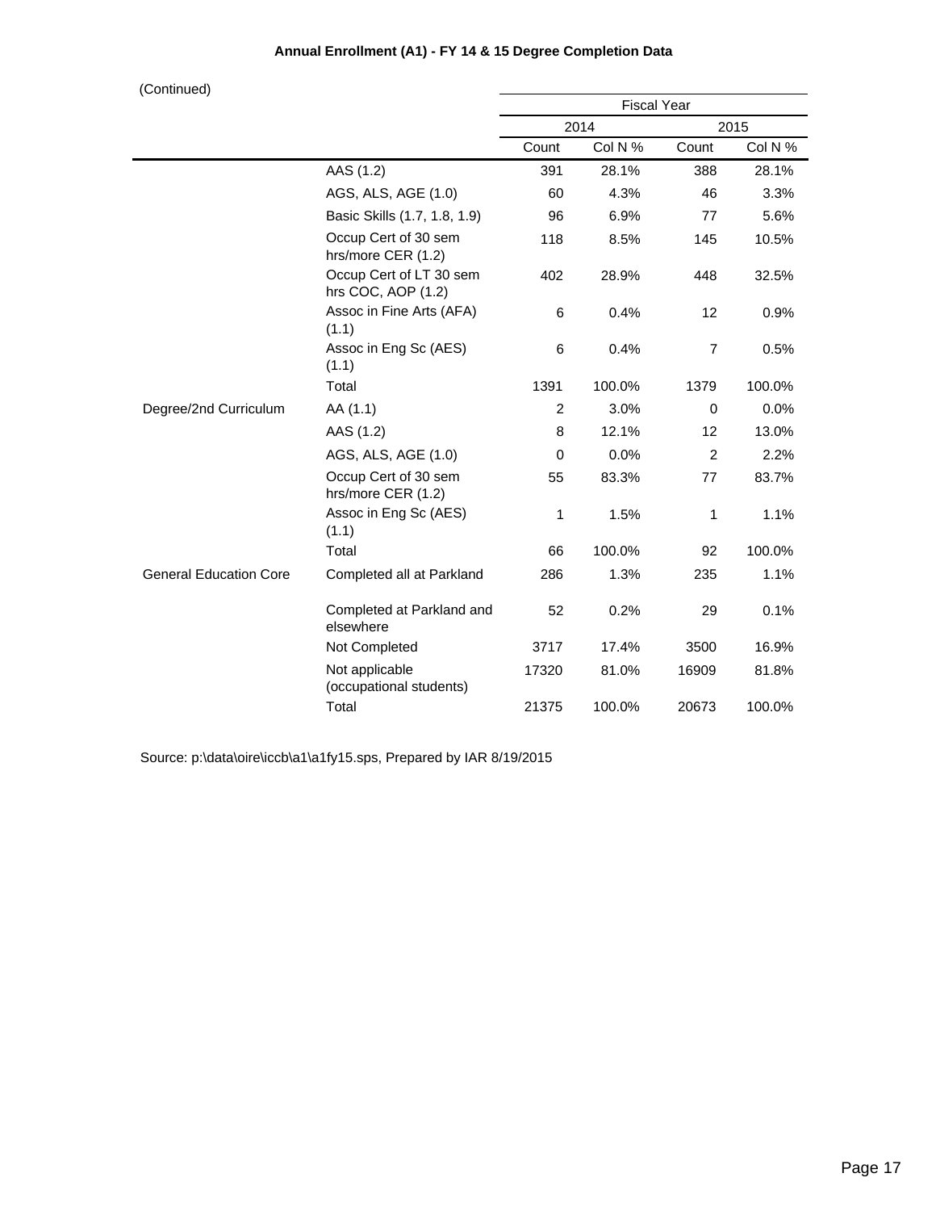**Annual Enrollment (A1) - FY 14 & 15 Degree Completion Data**

(Continued)

| | | Fiscal Year | | | |
|---|---|---|---|---|---|
| | | 2014 | | 2015 | |
| | | Count | Col N % | Count | Col N % |
| | AAS (1.2) | 391 | 28.1% | 388 | 28.1% |
| | AGS, ALS, AGE (1.0) | 60 | 4.3% | 46 | 3.3% |
| | Basic Skills (1.7, 1.8, 1.9) | 96 | 6.9% | 77 | 5.6% |
| | Occup Cert of 30 sem hrs/more CER (1.2) | 118 | 8.5% | 145 | 10.5% |
| | Occup Cert of LT 30 sem hrs COC, AOP (1.2) | 402 | 28.9% | 448 | 32.5% |
| | Assoc in Fine Arts (AFA) (1.1) | 6 | 0.4% | 12 | 0.9% |
| | Assoc in Eng Sc (AES) (1.1) | 6 | 0.4% | 7 | 0.5% |
| | Total | 1391 | 100.0% | 1379 | 100.0% |
| Degree/2nd Curriculum | AA (1.1) | 2 | 3.0% | 0 | 0.0% |
| | AAS (1.2) | 8 | 12.1% | 12 | 13.0% |
| | AGS, ALS, AGE (1.0) | 0 | 0.0% | 2 | 2.2% |
| | Occup Cert of 30 sem hrs/more CER (1.2) | 55 | 83.3% | 77 | 83.7% |
| | Assoc in Eng Sc (AES) (1.1) | 1 | 1.5% | 1 | 1.1% |
| | Total | 66 | 100.0% | 92 | 100.0% |
| General Education Core | Completed all at Parkland | 286 | 1.3% | 235 | 1.1% |
| | Completed at Parkland and elsewhere | 52 | 0.2% | 29 | 0.1% |
| | Not Completed | 3717 | 17.4% | 3500 | 16.9% |
| | Not applicable (occupational students) | 17320 | 81.0% | 16909 | 81.8% |
| | Total | 21375 | 100.0% | 20673 | 100.0% |

Source: p:\data\oire\iccb\a1\a1fy15.sps, Prepared by IAR 8/19/2015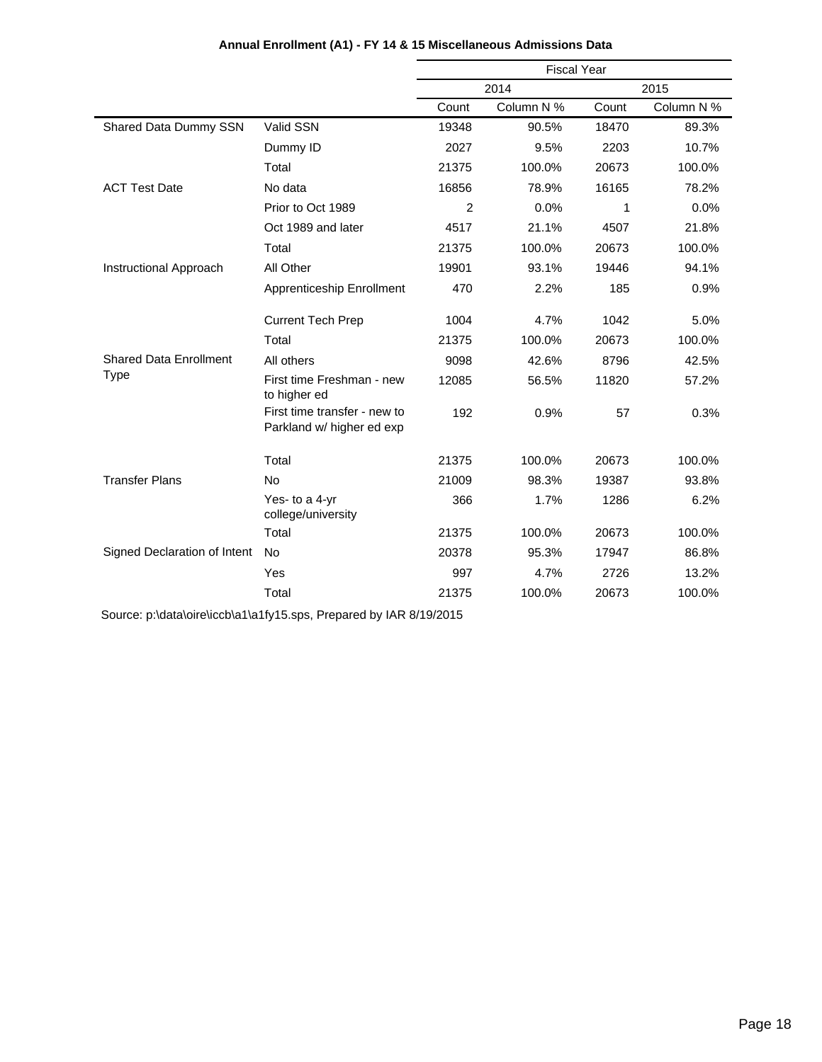**Annual Enrollment (A1) - FY 14 & 15 Miscellaneous Admissions Data**

| | | Fiscal Year | | | |
|---|---|---|---|---|---|
| | | 2014 | | 2015 | |
| | | Count | Column N % | Count | Column N % |
| Shared Data Dummy SSN | Valid SSN | 19348 | 90.5% | 18470 | 89.3% |
| | Dummy ID | 2027 | 9.5% | 2203 | 10.7% |
| | Total | 21375 | 100.0% | 20673 | 100.0% |
| ACT Test Date | No data | 16856 | 78.9% | 16165 | 78.2% |
| | Prior to Oct 1989 | 2 | 0.0% | 1 | 0.0% |
| | Oct 1989 and later | 4517 | 21.1% | 4507 | 21.8% |
| | Total | 21375 | 100.0% | 20673 | 100.0% |
| Instructional Approach | All Other | 19901 | 93.1% | 19446 | 94.1% |
| | Apprenticeship Enrollment | 470 | 2.2% | 185 | 0.9% |
| | Current Tech Prep | 1004 | 4.7% | 1042 | 5.0% |
| | Total | 21375 | 100.0% | 20673 | 100.0% |
| Shared Data Enrollment Type | All others | 9098 | 42.6% | 8796 | 42.5% |
| | First time Freshman - new to higher ed | 12085 | 56.5% | 11820 | 57.2% |
| | First time transfer - new to Parkland w/ higher ed exp | 192 | 0.9% | 57 | 0.3% |
| | Total | 21375 | 100.0% | 20673 | 100.0% |
| Transfer Plans | No | 21009 | 98.3% | 19387 | 93.8% |
| | Yes- to a 4-yr college/university | 366 | 1.7% | 1286 | 6.2% |
| | Total | 21375 | 100.0% | 20673 | 100.0% |
| Signed Declaration of Intent | No | 20378 | 95.3% | 17947 | 86.8% |
| | Yes | 997 | 4.7% | 2726 | 13.2% |
| | Total | 21375 | 100.0% | 20673 | 100.0% |

Source: p:\data\oire\iccb\a1\a1fy15.sps, Prepared by IAR 8/19/2015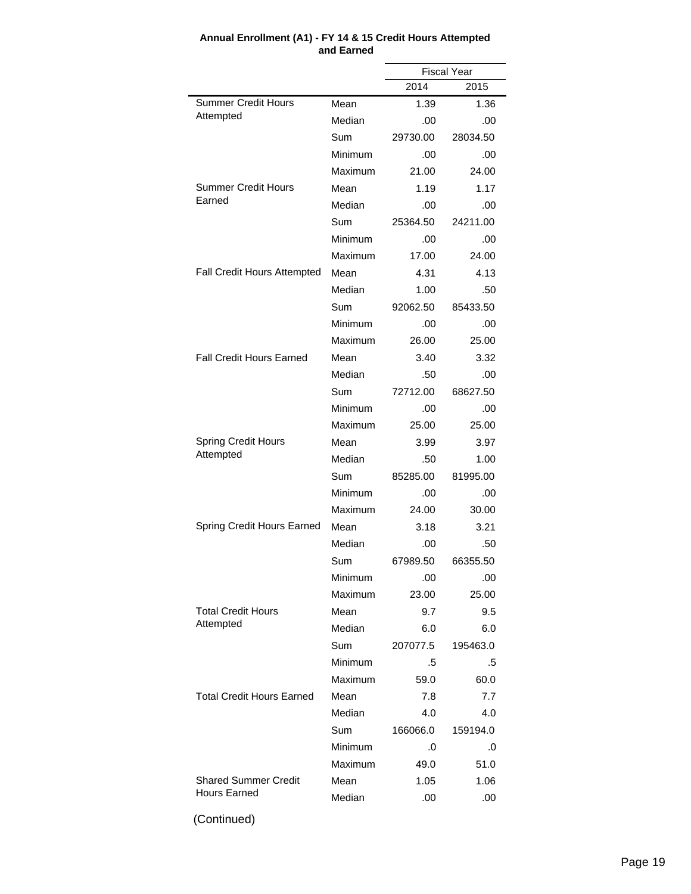**Annual Enrollment (A1) - FY 14 & 15 Credit Hours Attempted and Earned**

| | | Fiscal Year | |
|---|---|---|---|
| | | 2014 | 2015 |
| Summer Credit Hours Attempted | Mean | 1.39 | 1.36 |
| | Median | .00 | .00 |
| | Sum | 29730.00 | 28034.50 |
| | Minimum | .00 | .00 |
| | Maximum | 21.00 | 24.00 |
| Summer Credit Hours Earned | Mean | 1.19 | 1.17 |
| | Median | .00 | .00 |
| | Sum | 25364.50 | 24211.00 |
| | Minimum | .00 | .00 |
| | Maximum | 17.00 | 24.00 |
| Fall Credit Hours Attempted | Mean | 4.31 | 4.13 |
| | Median | 1.00 | .50 |
| | Sum | 92062.50 | 85433.50 |
| | Minimum | .00 | .00 |
| | Maximum | 26.00 | 25.00 |
| Fall Credit Hours Earned | Mean | 3.40 | 3.32 |
| | Median | .50 | .00 |
| | Sum | 72712.00 | 68627.50 |
| | Minimum | .00 | .00 |
| | Maximum | 25.00 | 25.00 |
| Spring Credit Hours Attempted | Mean | 3.99 | 3.97 |
| | Median | .50 | 1.00 |
| | Sum | 85285.00 | 81995.00 |
| | Minimum | .00 | .00 |
| | Maximum | 24.00 | 30.00 |
| Spring Credit Hours Earned | Mean | 3.18 | 3.21 |
| | Median | .00 | .50 |
| | Sum | 67989.50 | 66355.50 |
| | Minimum | .00 | .00 |
| | Maximum | 23.00 | 25.00 |
| Total Credit Hours Attempted | Mean | 9.7 | 9.5 |
| | Median | 6.0 | 6.0 |
| | Sum | 207077.5 | 195463.0 |
| | Minimum | .5 | .5 |
| | Maximum | 59.0 | 60.0 |
| Total Credit Hours Earned | Mean | 7.8 | 7.7 |
| | Median | 4.0 | 4.0 |
| | Sum | 166066.0 | 159194.0 |
| | Minimum | .0 | .0 |
| | Maximum | 49.0 | 51.0 |
| Shared Summer Credit Hours Earned | Mean | 1.05 | 1.06 |
| | Median | .00 | .00 |

(Continued)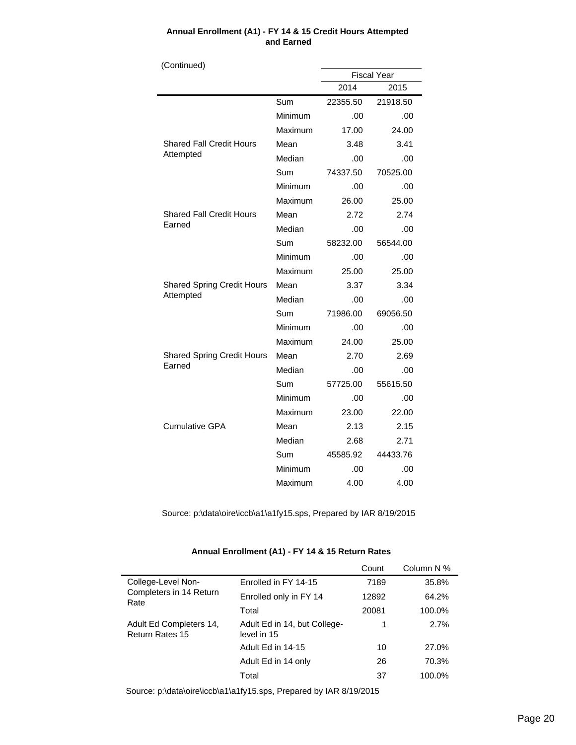**Annual Enrollment (A1) - FY 14 & 15 Credit Hours Attempted and Earned**

(Continued)

| | | Fiscal Year | |
|---|---|---|---|
| | | 2014 | 2015 |
| | Sum | 22355.50 | 21918.50 |
| | Minimum | .00 | .00 |
| | Maximum | 17.00 | 24.00 |
| Shared Fall Credit Hours Attempted | Mean | 3.48 | 3.41 |
| | Median | .00 | .00 |
| | Sum | 74337.50 | 70525.00 |
| | Minimum | .00 | .00 |
| | Maximum | 26.00 | 25.00 |
| Shared Fall Credit Hours Earned | Mean | 2.72 | 2.74 |
| | Median | .00 | .00 |
| | Sum | 58232.00 | 56544.00 |
| | Minimum | .00 | .00 |
| | Maximum | 25.00 | 25.00 |
| Shared Spring Credit Hours Attempted | Mean | 3.37 | 3.34 |
| | Median | .00 | .00 |
| | Sum | 71986.00 | 69056.50 |
| | Minimum | .00 | .00 |
| | Maximum | 24.00 | 25.00 |
| Shared Spring Credit Hours Earned | Mean | 2.70 | 2.69 |
| | Median | .00 | .00 |
| | Sum | 57725.00 | 55615.50 |
| | Minimum | .00 | .00 |
| | Maximum | 23.00 | 22.00 |
| Cumulative GPA | Mean | 2.13 | 2.15 |
| | Median | 2.68 | 2.71 |
| | Sum | 45585.92 | 44433.76 |
| | Minimum | .00 | .00 |
| | Maximum | 4.00 | 4.00 |

Source: p:\data\oire\iccb\a1\a1fy15.sps, Prepared by IAR 8/19/2015

**Annual Enrollment (A1) - FY 14 & 15 Return Rates**

| | | Count | Column N % |
|---|---|---|---|
| College-Level Non-Completers in 14 Return Rate | Enrolled in FY 14-15 | 7189 | 35.8% |
| | Enrolled only in FY 14 | 12892 | 64.2% |
| | Total | 20081 | 100.0% |
| Adult Ed Completers 14, Return Rates 15 | Adult Ed in 14, but College-level in 15 | 1 | 2.7% |
| | Adult Ed in 14-15 | 10 | 27.0% |
| | Adult Ed in 14 only | 26 | 70.3% |
| | Total | 37 | 100.0% |

Source: p:\data\oire\iccb\a1\a1fy15.sps, Prepared by IAR 8/19/2015